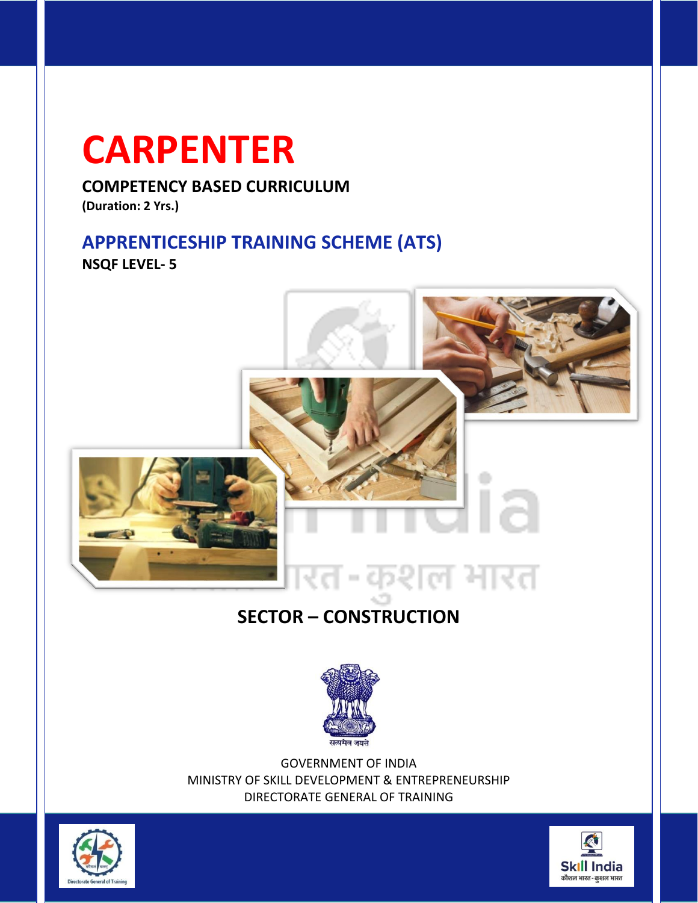# CARPENTER

**COMPETENCY BASED CURRICULUM**
**(Duration: 2 Yrs.)**

## APPRENTICESHIP TRAINING SCHEME (ATS)

**NSQF LEVEL- 5**

## SECTOR – CONSTRUCTION

सत्यमेव जयते

GOVERNMENT OF INDIA
MINISTRY OF SKILL DEVELOPMENT & ENTREPRENEURSHIP
DIRECTORATE GENERAL OF TRAINING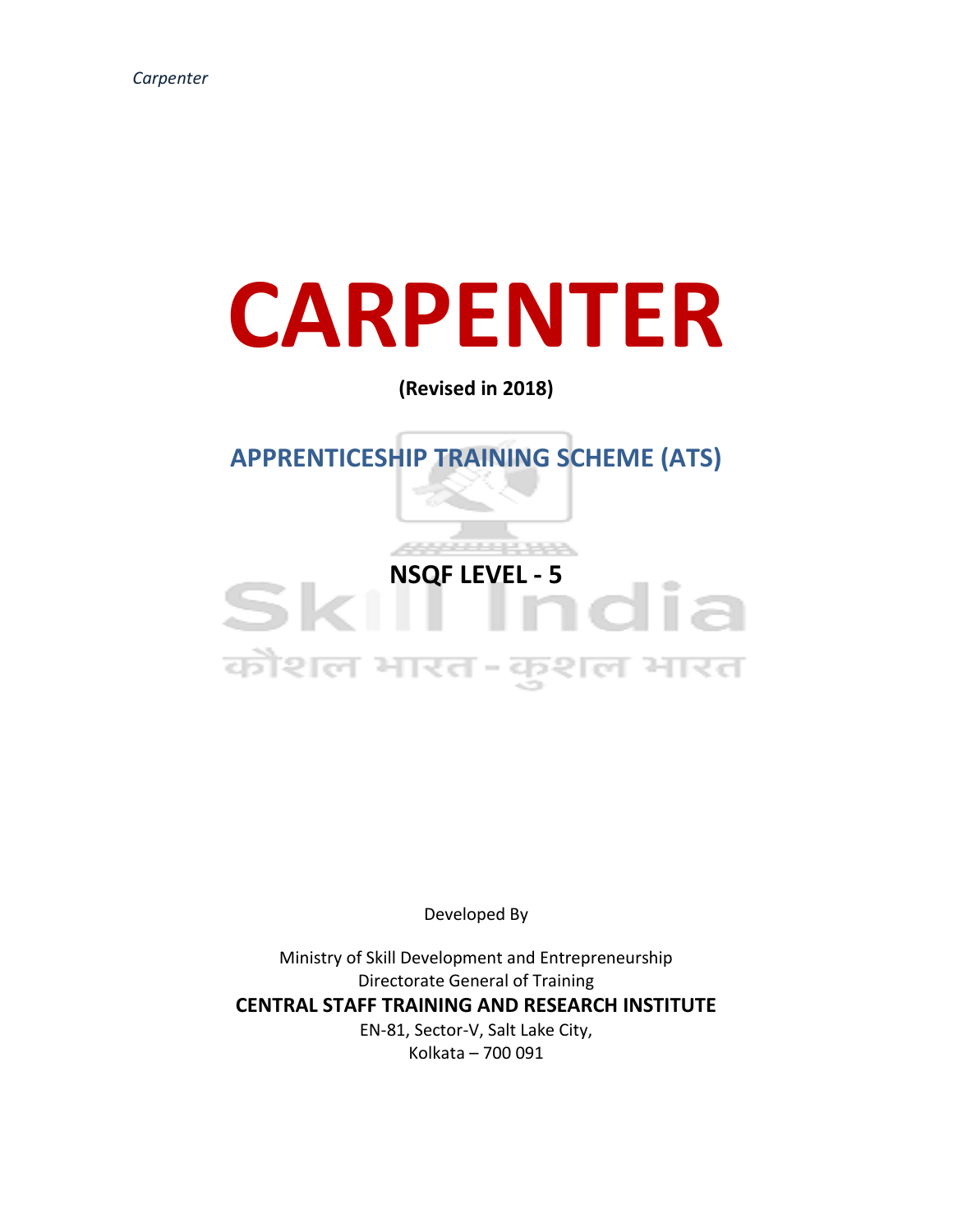# CARPENTER

**(Revised in 2018)**

## APPRENTICESHIP TRAINING SCHEME (ATS)

**NSQF LEVEL - 5**

Developed By

Ministry of Skill Development and Entrepreneurship
Directorate General of Training
**CENTRAL STAFF TRAINING AND RESEARCH INSTITUTE**
EN-81, Sector-V, Salt Lake City,
Kolkata – 700 091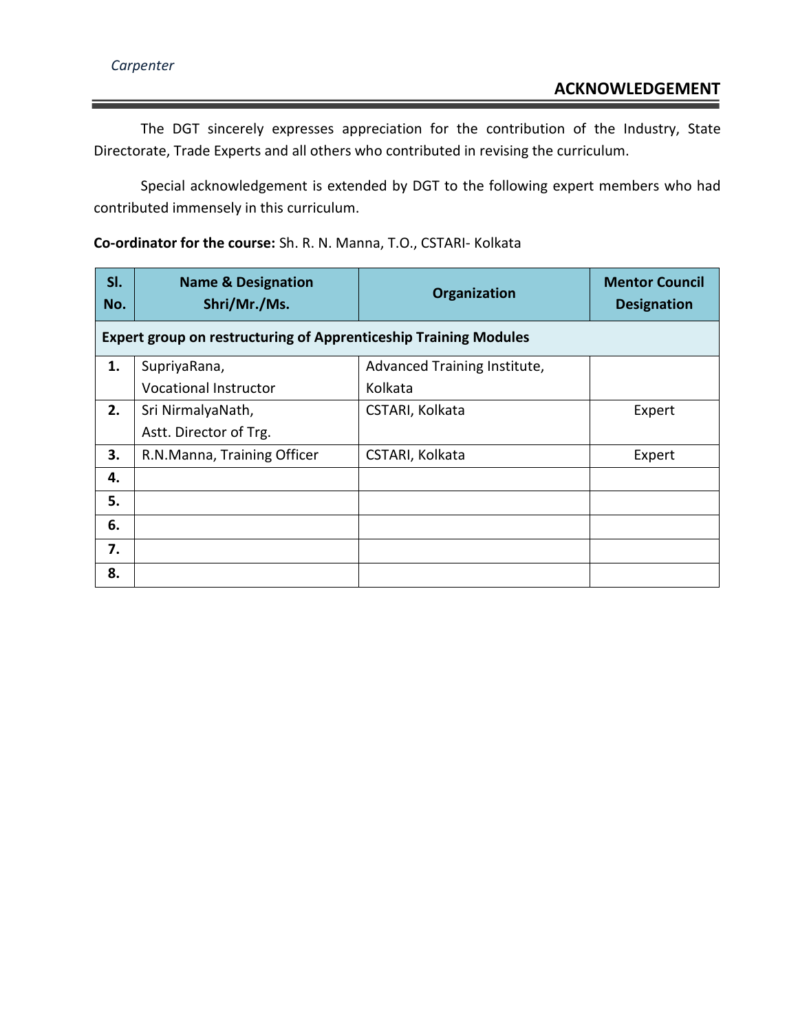# ACKNOWLEDGEMENT

The DGT sincerely expresses appreciation for the contribution of the Industry, State Directorate, Trade Experts and all others who contributed in revising the curriculum.

Special acknowledgement is extended by DGT to the following expert members who had contributed immensely in this curriculum.

**Co-ordinator for the course:** Sh. R. N. Manna, T.O., CSTARI- Kolkata

| Sl. No. | Name & Designation Shri/Mr./Ms. | Organization | Mentor Council Designation |
|---|---|---|---|
| **Expert group on restructuring of Apprenticeship Training Modules** | | | |
| **1.** | SupriyaRana, Vocational Instructor | Advanced Training Institute, Kolkata | |
| **2.** | Sri NirmalyaNath, Astt. Director of Trg. | CSTARI, Kolkata | Expert |
| **3.** | R.N.Manna, Training Officer | CSTARI, Kolkata | Expert |
| **4.** | | | |
| **5.** | | | |
| **6.** | | | |
| **7.** | | | |
| **8.** | | | |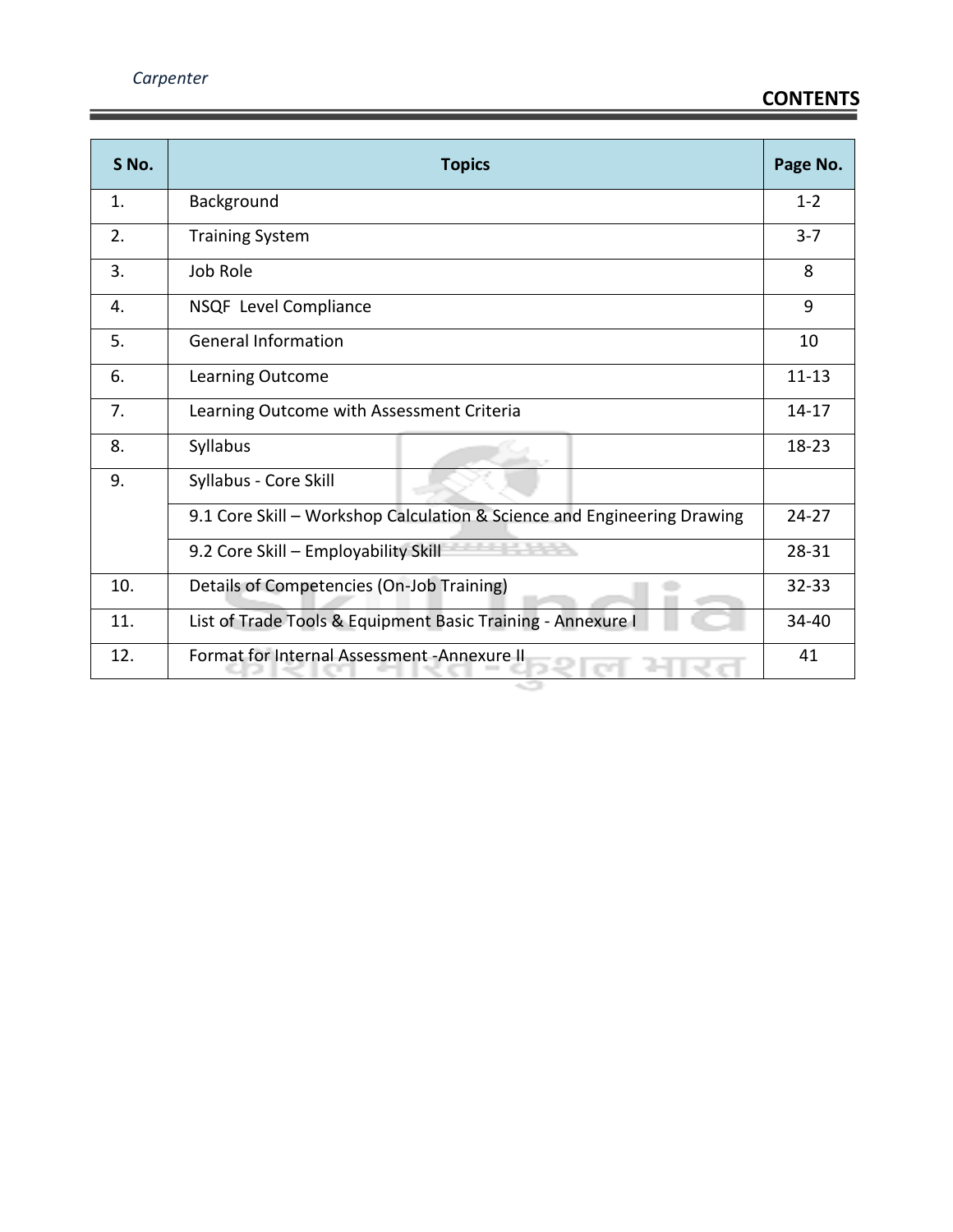## CONTENTS

| S No. | Topics | Page No. |
|---|---|---|
| 1. | Background | 1-2 |
| 2. | Training System | 3-7 |
| 3. | Job Role | 8 |
| 4. | NSQF Level Compliance | 9 |
| 5. | General Information | 10 |
| 6. | Learning Outcome | 11-13 |
| 7. | Learning Outcome with Assessment Criteria | 14-17 |
| 8. | Syllabus | 18-23 |
| 9. | Syllabus - Core Skill | |
| | 9.1 Core Skill – Workshop Calculation & Science and Engineering Drawing | 24-27 |
| | 9.2 Core Skill – Employability Skill | 28-31 |
| 10. | Details of Competencies (On-Job Training) | 32-33 |
| 11. | List of Trade Tools & Equipment Basic Training - Annexure I | 34-40 |
| 12. | Format for Internal Assessment -Annexure II | 41 |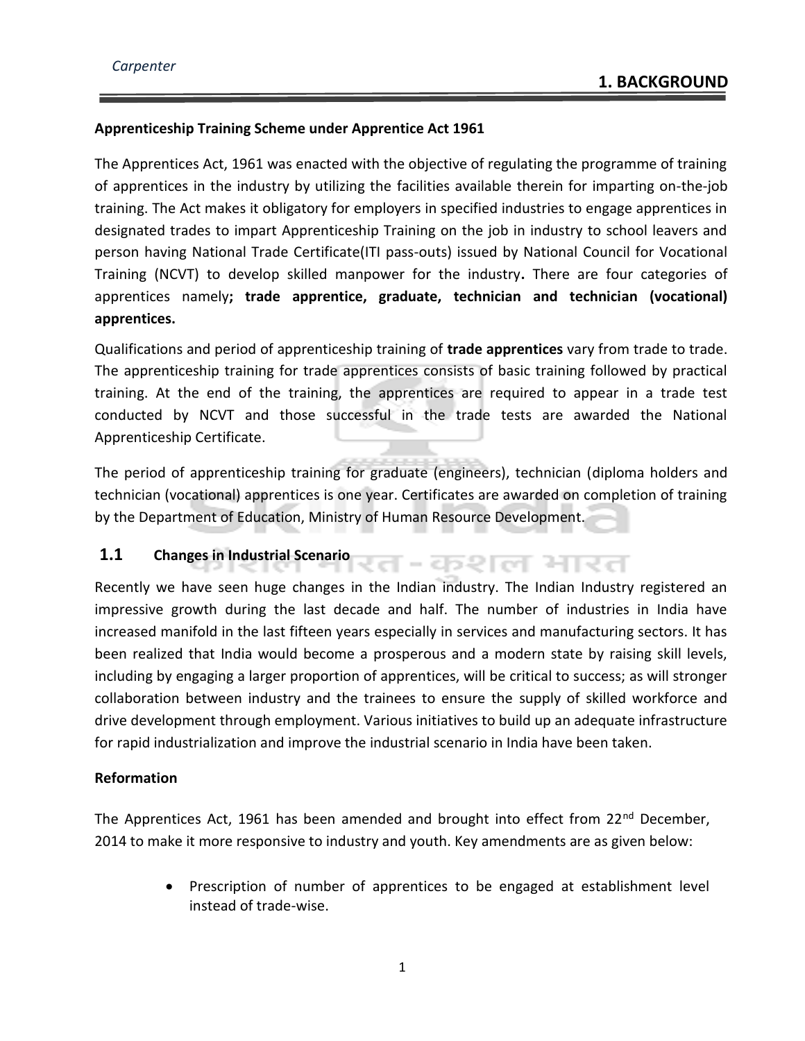# 1. BACKGROUND

**Apprenticeship Training Scheme under Apprentice Act 1961**

The Apprentices Act, 1961 was enacted with the objective of regulating the programme of training of apprentices in the industry by utilizing the facilities available therein for imparting on-the-job training. The Act makes it obligatory for employers in specified industries to engage apprentices in designated trades to impart Apprenticeship Training on the job in industry to school leavers and person having National Trade Certificate(ITI pass-outs) issued by National Council for Vocational Training (NCVT) to develop skilled manpower for the industry**.** There are four categories of apprentices namely**; trade apprentice, graduate, technician and technician (vocational) apprentices.**

Qualifications and period of apprenticeship training of **trade apprentices** vary from trade to trade. The apprenticeship training for trade apprentices consists of basic training followed by practical training. At the end of the training, the apprentices are required to appear in a trade test conducted by NCVT and those successful in the trade tests are awarded the National Apprenticeship Certificate.

The period of apprenticeship training for graduate (engineers), technician (diploma holders and technician (vocational) apprentices is one year. Certificates are awarded on completion of training by the Department of Education, Ministry of Human Resource Development.

## 1.1 Changes in Industrial Scenario

Recently we have seen huge changes in the Indian industry. The Indian Industry registered an impressive growth during the last decade and half. The number of industries in India have increased manifold in the last fifteen years especially in services and manufacturing sectors. It has been realized that India would become a prosperous and a modern state by raising skill levels, including by engaging a larger proportion of apprentices, will be critical to success; as will stronger collaboration between industry and the trainees to ensure the supply of skilled workforce and drive development through employment. Various initiatives to build up an adequate infrastructure for rapid industrialization and improve the industrial scenario in India have been taken.

**Reformation**

The Apprentices Act, 1961 has been amended and brought into effect from 22nd December, 2014 to make it more responsive to industry and youth. Key amendments are as given below:

- Prescription of number of apprentices to be engaged at establishment level instead of trade-wise.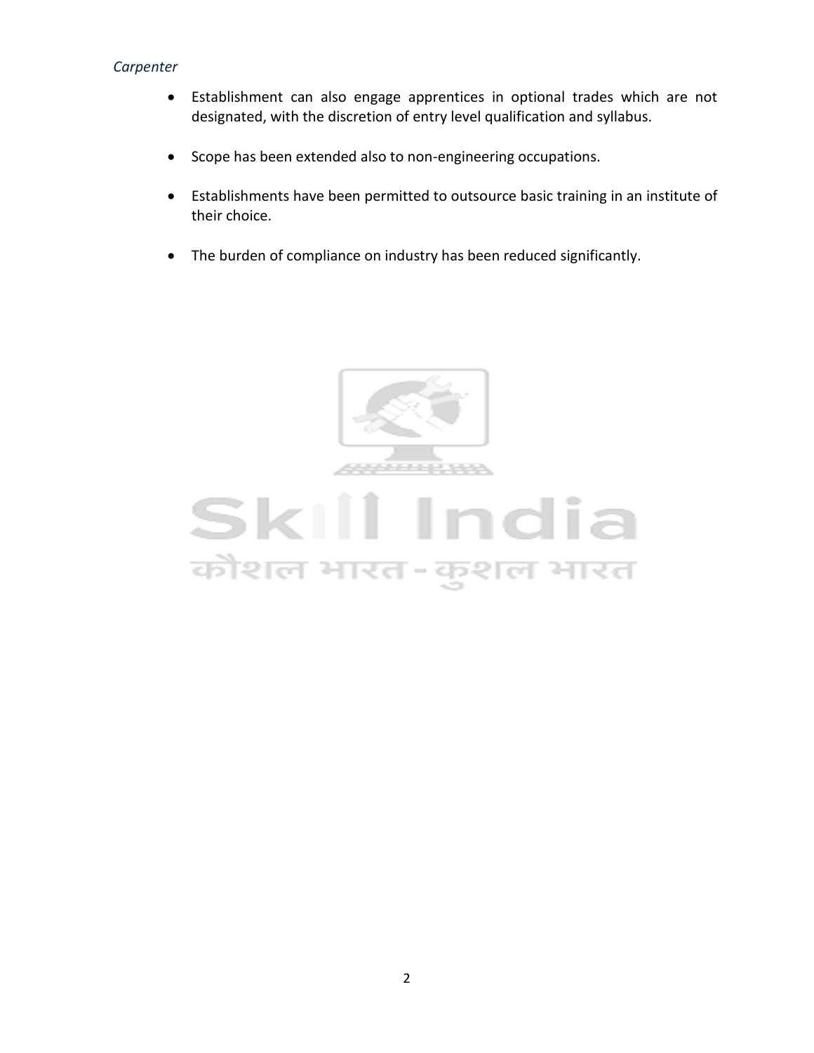- Establishment can also engage apprentices in optional trades which are not designated, with the discretion of entry level qualification and syllabus.

- Scope has been extended also to non-engineering occupations.

- Establishments have been permitted to outsource basic training in an institute of their choice.

- The burden of compliance on industry has been reduced significantly.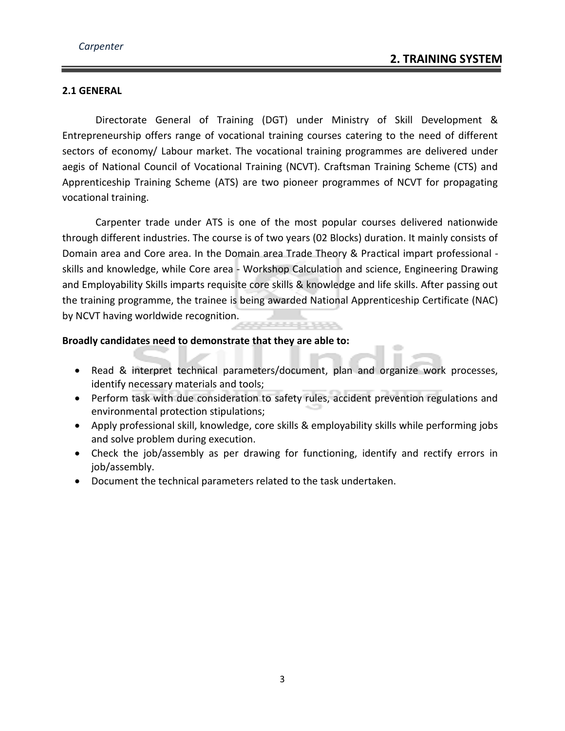# 2. TRAINING SYSTEM

## 2.1 GENERAL

Directorate General of Training (DGT) under Ministry of Skill Development & Entrepreneurship offers range of vocational training courses catering to the need of different sectors of economy/ Labour market. The vocational training programmes are delivered under aegis of National Council of Vocational Training (NCVT). Craftsman Training Scheme (CTS) and Apprenticeship Training Scheme (ATS) are two pioneer programmes of NCVT for propagating vocational training.

Carpenter trade under ATS is one of the most popular courses delivered nationwide through different industries. The course is of two years (02 Blocks) duration. It mainly consists of Domain area and Core area. In the Domain area Trade Theory & Practical impart professional - skills and knowledge, while Core area - Workshop Calculation and science, Engineering Drawing and Employability Skills imparts requisite core skills & knowledge and life skills. After passing out the training programme, the trainee is being awarded National Apprenticeship Certificate (NAC) by NCVT having worldwide recognition.

**Broadly candidates need to demonstrate that they are able to:**

- Read & interpret technical parameters/document, plan and organize work processes, identify necessary materials and tools;
- Perform task with due consideration to safety rules, accident prevention regulations and environmental protection stipulations;
- Apply professional skill, knowledge, core skills & employability skills while performing jobs and solve problem during execution.
- Check the job/assembly as per drawing for functioning, identify and rectify errors in job/assembly.
- Document the technical parameters related to the task undertaken.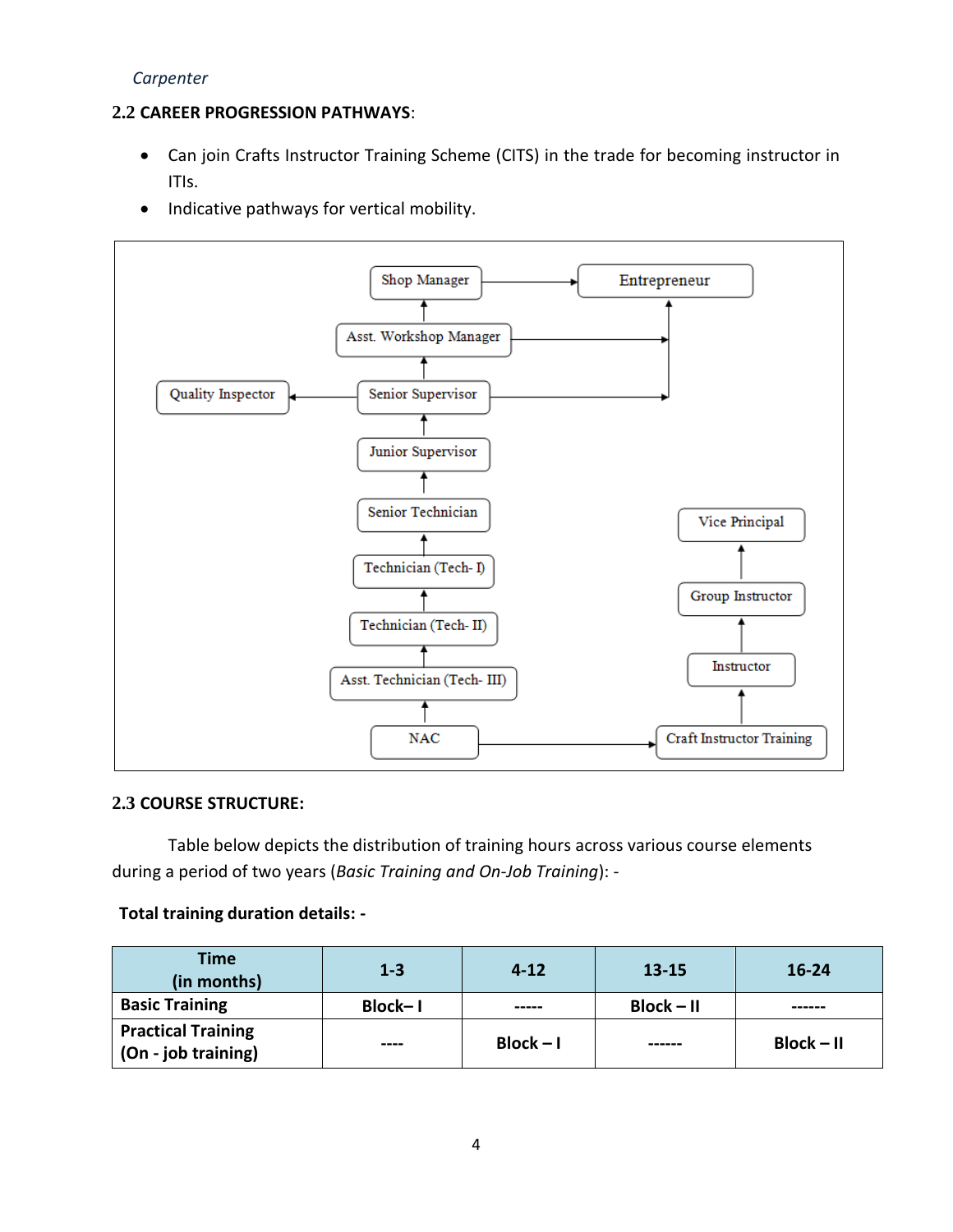## 2.2 CAREER PROGRESSION PATHWAYS:

- Can join Crafts Instructor Training Scheme (CITS) in the trade for becoming instructor in ITIs.
- Indicative pathways for vertical mobility.

```
Shop Manager → Entrepreneur
↑
Asst. Workshop Manager → Entrepreneur
↑
Quality Inspector ← Senior Supervisor → Entrepreneur
↑
Junior Supervisor
↑
Senior Technician                              Vice Principal
↑                                              ↑
Technician (Tech- I)                           Group Instructor
↑                                              ↑
Technician (Tech- II)                          Instructor
↑                                              ↑
Asst. Technician (Tech- III)                   
↑                                              
NAC → Craft Instructor Training
```

## 2.3 COURSE STRUCTURE:

Table below depicts the distribution of training hours across various course elements during a period of two years (*Basic Training and On-Job Training*): -

**Total training duration details: -**

| Time (in months) | 1-3 | 4-12 | 13-15 | 16-24 |
|---|---|---|---|---|
| **Basic Training** | **Block– I** | ----- | **Block – II** | ------ |
| **Practical Training (On - job training)** | ---- | **Block – I** | ------ | **Block – II** |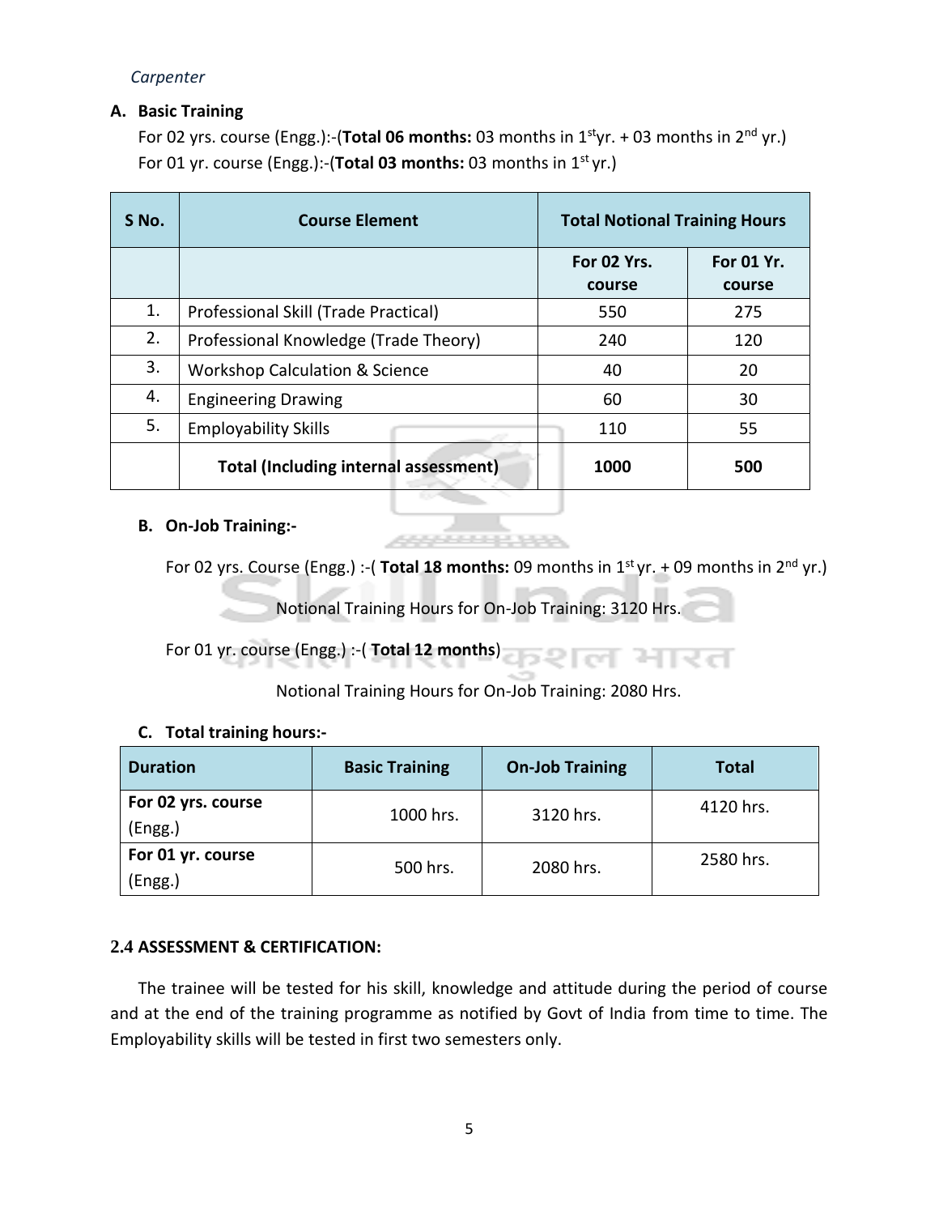*Carpenter*

**A. Basic Training**

For 02 yrs. course (Engg.):-(**Total 06 months:** 03 months in 1st yr. + 03 months in 2nd yr.)
For 01 yr. course (Engg.):-(**Total 03 months:** 03 months in 1st yr.)

| S No. | Course Element | Total Notional Training Hours | |
|---|---|---|---|
| | | For 02 Yrs. course | For 01 Yr. course |
| 1. | Professional Skill (Trade Practical) | 550 | 275 |
| 2. | Professional Knowledge (Trade Theory) | 240 | 120 |
| 3. | Workshop Calculation & Science | 40 | 20 |
| 4. | Engineering Drawing | 60 | 30 |
| 5. | Employability Skills | 110 | 55 |
| | **Total (Including internal assessment)** | **1000** | **500** |

**B. On-Job Training:-**

For 02 yrs. Course (Engg.) :-( **Total 18 months:** 09 months in 1st yr. + 09 months in 2nd yr.)

Notional Training Hours for On-Job Training: 3120 Hrs.

For 01 yr. course (Engg.) :-( **Total 12 months**)

Notional Training Hours for On-Job Training: 2080 Hrs.

**C. Total training hours:-**

| Duration | Basic Training | On-Job Training | Total |
|---|---|---|---|
| **For 02 yrs. course** (Engg.) | 1000 hrs. | 3120 hrs. | 4120 hrs. |
| **For 01 yr. course** (Engg.) | 500 hrs. | 2080 hrs. | 2580 hrs. |

**2.4 ASSESSMENT & CERTIFICATION:**

The trainee will be tested for his skill, knowledge and attitude during the period of course and at the end of the training programme as notified by Govt of India from time to time. The Employability skills will be tested in first two semesters only.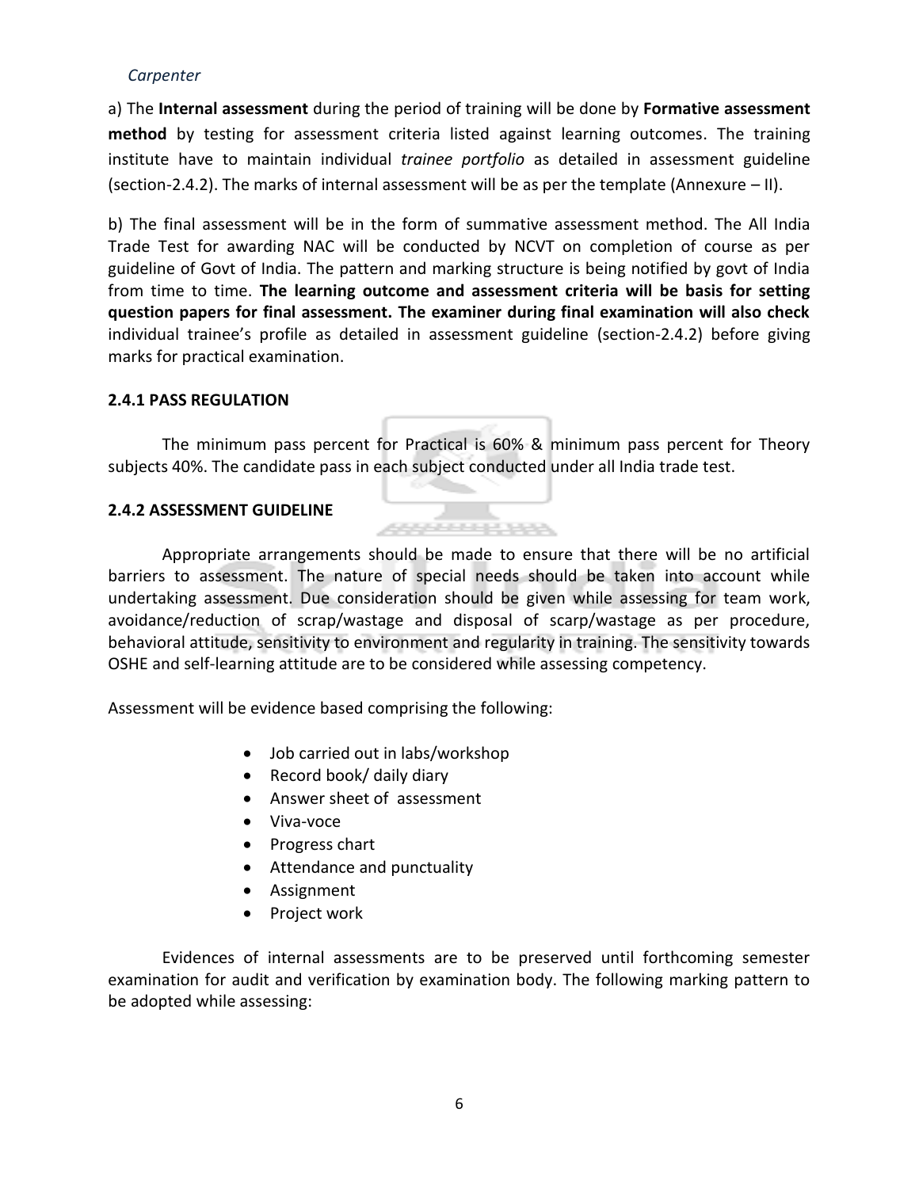*Carpenter*

a) The **Internal assessment** during the period of training will be done by **Formative assessment method** by testing for assessment criteria listed against learning outcomes. The training institute have to maintain individual *trainee portfolio* as detailed in assessment guideline (section-2.4.2). The marks of internal assessment will be as per the template (Annexure – II).

b) The final assessment will be in the form of summative assessment method. The All India Trade Test for awarding NAC will be conducted by NCVT on completion of course as per guideline of Govt of India. The pattern and marking structure is being notified by govt of India from time to time. **The learning outcome and assessment criteria will be basis for setting question papers for final assessment. The examiner during final examination will also check** individual trainee's profile as detailed in assessment guideline (section-2.4.2) before giving marks for practical examination.

### 2.4.1 PASS REGULATION

The minimum pass percent for Practical is 60% & minimum pass percent for Theory subjects 40%. The candidate pass in each subject conducted under all India trade test.

### 2.4.2 ASSESSMENT GUIDELINE

Appropriate arrangements should be made to ensure that there will be no artificial barriers to assessment. The nature of special needs should be taken into account while undertaking assessment. Due consideration should be given while assessing for team work, avoidance/reduction of scrap/wastage and disposal of scarp/wastage as per procedure, behavioral attitude, sensitivity to environment and regularity in training. The sensitivity towards OSHE and self-learning attitude are to be considered while assessing competency.

Assessment will be evidence based comprising the following:

- Job carried out in labs/workshop
- Record book/ daily diary
- Answer sheet of assessment
- Viva-voce
- Progress chart
- Attendance and punctuality
- Assignment
- Project work

Evidences of internal assessments are to be preserved until forthcoming semester examination for audit and verification by examination body. The following marking pattern to be adopted while assessing: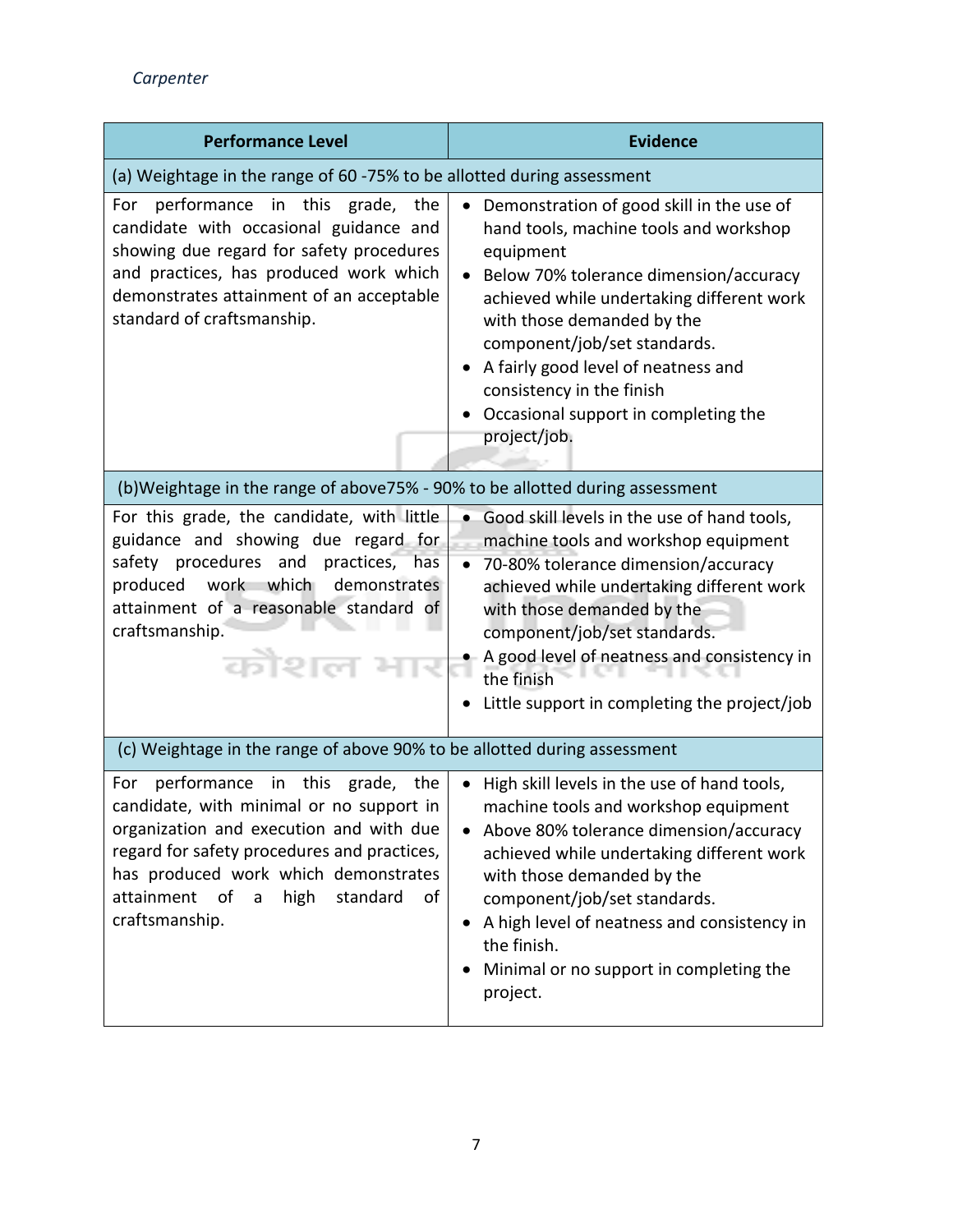| Performance Level | Evidence |
|---|---|
| (a) Weightage in the range of 60 -75% to be allotted during assessment | |
| For performance in this grade, the candidate with occasional guidance and showing due regard for safety procedures and practices, has produced work which demonstrates attainment of an acceptable standard of craftsmanship. | • Demonstration of good skill in the use of hand tools, machine tools and workshop equipment<br>• Below 70% tolerance dimension/accuracy achieved while undertaking different work with those demanded by the component/job/set standards.<br>• A fairly good level of neatness and consistency in the finish<br>• Occasional support in completing the project/job. |
| (b)Weightage in the range of above75% - 90% to be allotted during assessment | |
| For this grade, the candidate, with little guidance and showing due regard for safety procedures and practices, has produced work which demonstrates attainment of a reasonable standard of craftsmanship. | • Good skill levels in the use of hand tools, machine tools and workshop equipment<br>• 70-80% tolerance dimension/accuracy achieved while undertaking different work with those demanded by the component/job/set standards.<br>• A good level of neatness and consistency in the finish<br>• Little support in completing the project/job |
| (c) Weightage in the range of above 90% to be allotted during assessment | |
| For performance in this grade, the candidate, with minimal or no support in organization and execution and with due regard for safety procedures and practices, has produced work which demonstrates attainment of a high standard of craftsmanship. | • High skill levels in the use of hand tools, machine tools and workshop equipment<br>• Above 80% tolerance dimension/accuracy achieved while undertaking different work with those demanded by the component/job/set standards.<br>• A high level of neatness and consistency in the finish.<br>• Minimal or no support in completing the project. |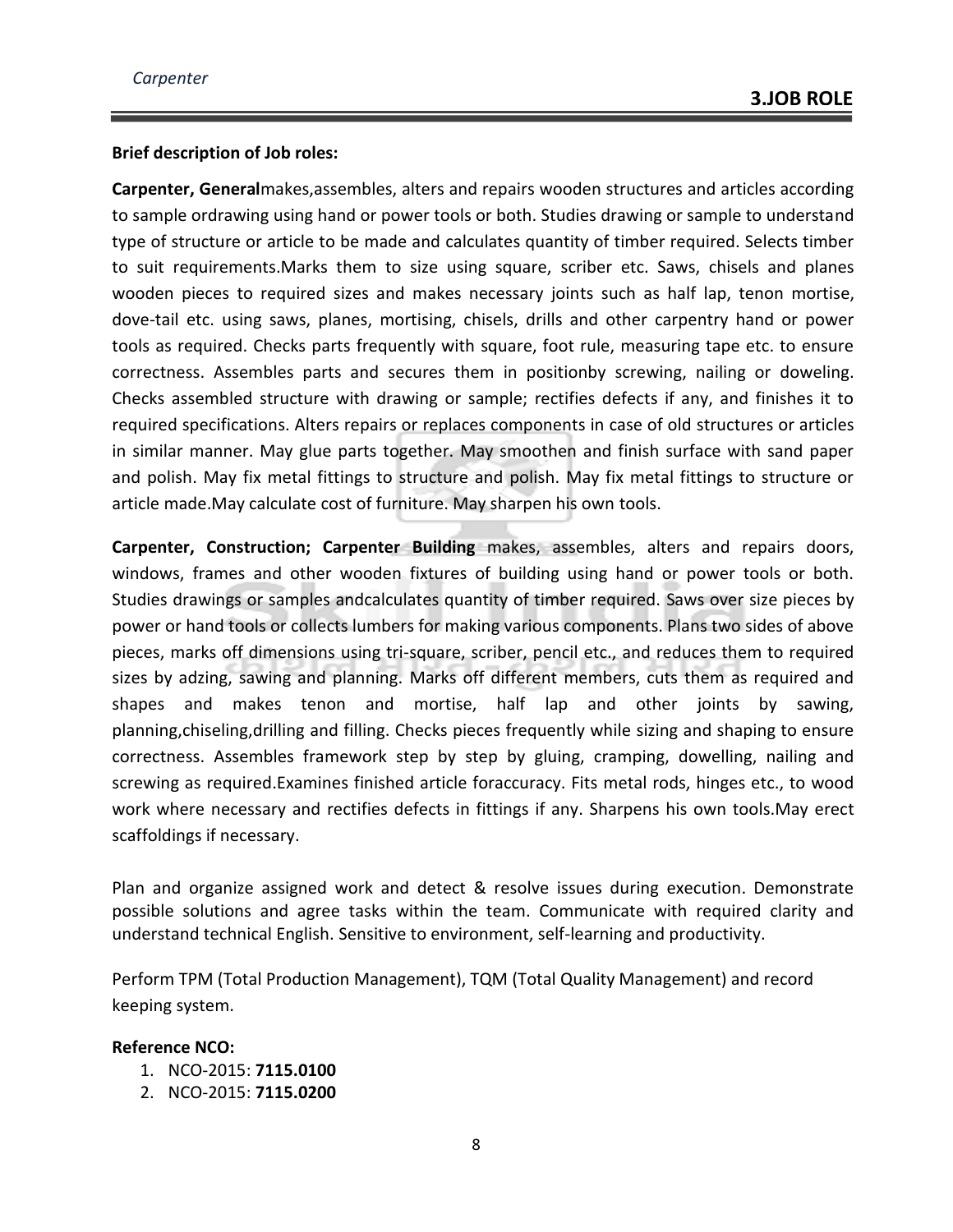## 3.JOB ROLE

**Brief description of Job roles:**

**Carpenter, General**makes,assembles, alters and repairs wooden structures and articles according to sample ordrawing using hand or power tools or both. Studies drawing or sample to understand type of structure or article to be made and calculates quantity of timber required. Selects timber to suit requirements.Marks them to size using square, scriber etc. Saws, chisels and planes wooden pieces to required sizes and makes necessary joints such as half lap, tenon mortise, dove-tail etc. using saws, planes, mortising, chisels, drills and other carpentry hand or power tools as required. Checks parts frequently with square, foot rule, measuring tape etc. to ensure correctness. Assembles parts and secures them in positionby screwing, nailing or doweling. Checks assembled structure with drawing or sample; rectifies defects if any, and finishes it to required specifications. Alters repairs or replaces components in case of old structures or articles in similar manner. May glue parts together. May smoothen and finish surface with sand paper and polish. May fix metal fittings to structure and polish. May fix metal fittings to structure or article made.May calculate cost of furniture. May sharpen his own tools.

**Carpenter, Construction; Carpenter Building** makes, assembles, alters and repairs doors, windows, frames and other wooden fixtures of building using hand or power tools or both. Studies drawings or samples andcalculates quantity of timber required. Saws over size pieces by power or hand tools or collects lumbers for making various components. Plans two sides of above pieces, marks off dimensions using tri-square, scriber, pencil etc., and reduces them to required sizes by adzing, sawing and planning. Marks off different members, cuts them as required and shapes and makes tenon and mortise, half lap and other joints by sawing, planning,chiseling,drilling and filling. Checks pieces frequently while sizing and shaping to ensure correctness. Assembles framework step by step by gluing, cramping, dowelling, nailing and screwing as required.Examines finished article foraccuracy. Fits metal rods, hinges etc., to wood work where necessary and rectifies defects in fittings if any. Sharpens his own tools.May erect scaffoldings if necessary.

Plan and organize assigned work and detect & resolve issues during execution. Demonstrate possible solutions and agree tasks within the team. Communicate with required clarity and understand technical English. Sensitive to environment, self-learning and productivity.

Perform TPM (Total Production Management), TQM (Total Quality Management) and record keeping system.

**Reference NCO:**

1. NCO-2015: **7115.0100**
2. NCO-2015: **7115.0200**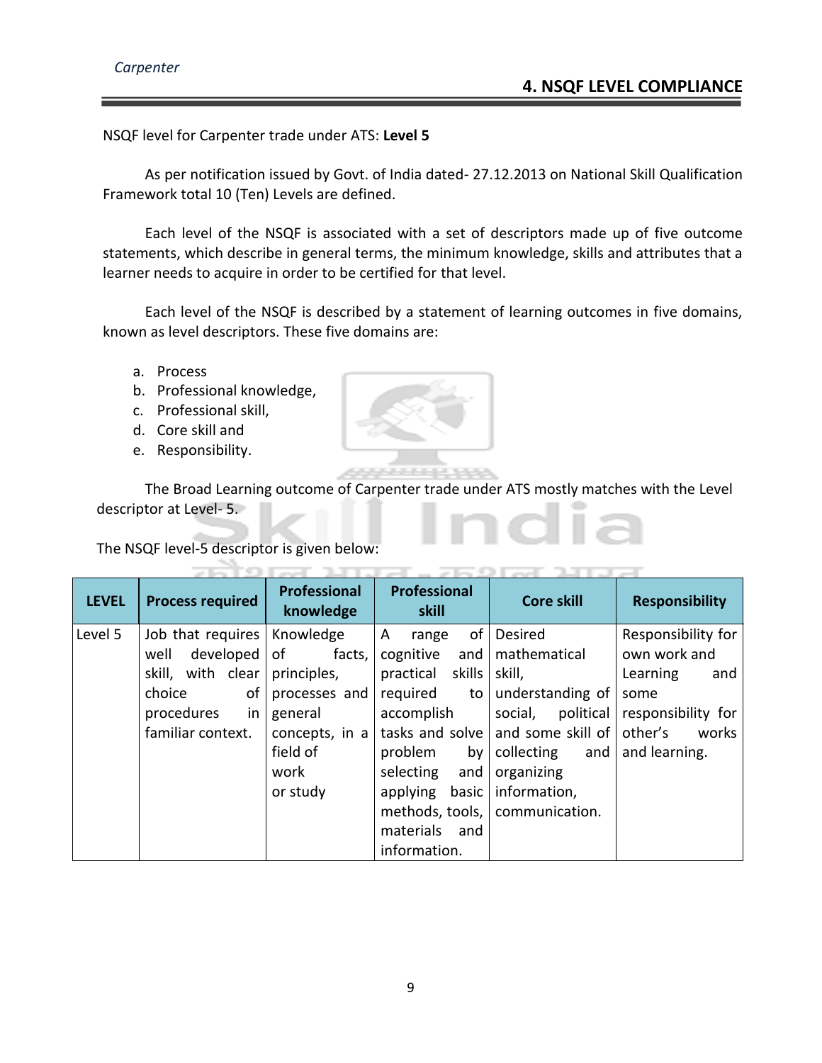## 4. NSQF LEVEL COMPLIANCE

NSQF level for Carpenter trade under ATS: **Level 5**

As per notification issued by Govt. of India dated- 27.12.2013 on National Skill Qualification Framework total 10 (Ten) Levels are defined.

Each level of the NSQF is associated with a set of descriptors made up of five outcome statements, which describe in general terms, the minimum knowledge, skills and attributes that a learner needs to acquire in order to be certified for that level.

Each level of the NSQF is described by a statement of learning outcomes in five domains, known as level descriptors. These five domains are:

a. Process
b. Professional knowledge,
c. Professional skill,
d. Core skill and
e. Responsibility.

The Broad Learning outcome of Carpenter trade under ATS mostly matches with the Level descriptor at Level- 5.

The NSQF level-5 descriptor is given below:

| LEVEL | Process required | Professional knowledge | Professional skill | Core skill | Responsibility |
|---|---|---|---|---|---|
| Level 5 | Job that requires well developed skill, with clear choice of procedures in familiar context. | Knowledge of facts, principles, processes and general concepts, in a field of work or study | A range of cognitive and practical skills required to accomplish tasks and solve problem by selecting and applying basic methods, tools, materials and information. | Desired mathematical skill, understanding of social, political and some skill of collecting and organizing information, communication. | Responsibility for own work and Learning and some responsibility for other's works and learning. |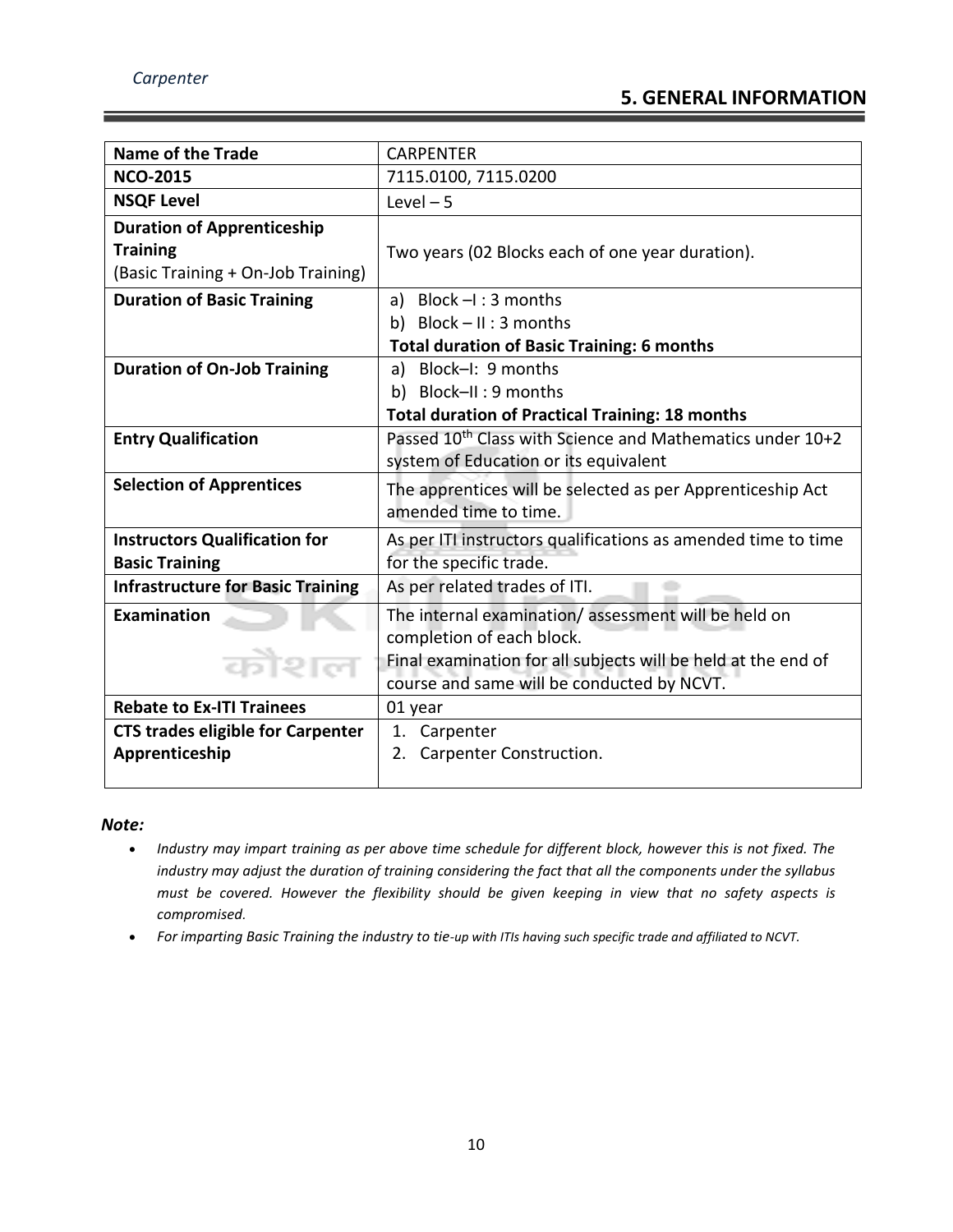## 5. GENERAL INFORMATION

| Name of the Trade | CARPENTER |
|---|---|
| **NCO-2015** | 7115.0100, 7115.0200 |
| **NSQF Level** | Level – 5 |
| **Duration of Apprenticeship Training** (Basic Training + On-Job Training) | Two years (02 Blocks each of one year duration). |
| **Duration of Basic Training** | a) Block –I : 3 months<br>b) Block – II : 3 months<br>**Total duration of Basic Training: 6 months** |
| **Duration of On-Job Training** | a) Block–I: 9 months<br>b) Block–II : 9 months<br>**Total duration of Practical Training: 18 months** |
| **Entry Qualification** | Passed 10th Class with Science and Mathematics under 10+2 system of Education or its equivalent |
| **Selection of Apprentices** | The apprentices will be selected as per Apprenticeship Act amended time to time. |
| **Instructors Qualification for Basic Training** | As per ITI instructors qualifications as amended time to time for the specific trade. |
| **Infrastructure for Basic Training** | As per related trades of ITI. |
| **Examination** | The internal examination/ assessment will be held on completion of each block.<br>Final examination for all subjects will be held at the end of course and same will be conducted by NCVT. |
| **Rebate to Ex-ITI Trainees** | 01 year |
| **CTS trades eligible for Carpenter Apprenticeship** | 1. Carpenter<br>2. Carpenter Construction. |

***Note:***

- *Industry may impart training as per above time schedule for different block, however this is not fixed. The industry may adjust the duration of training considering the fact that all the components under the syllabus must be covered. However the flexibility should be given keeping in view that no safety aspects is compromised.*
- *For imparting Basic Training the industry to tie-up with ITIs having such specific trade and affiliated to NCVT.*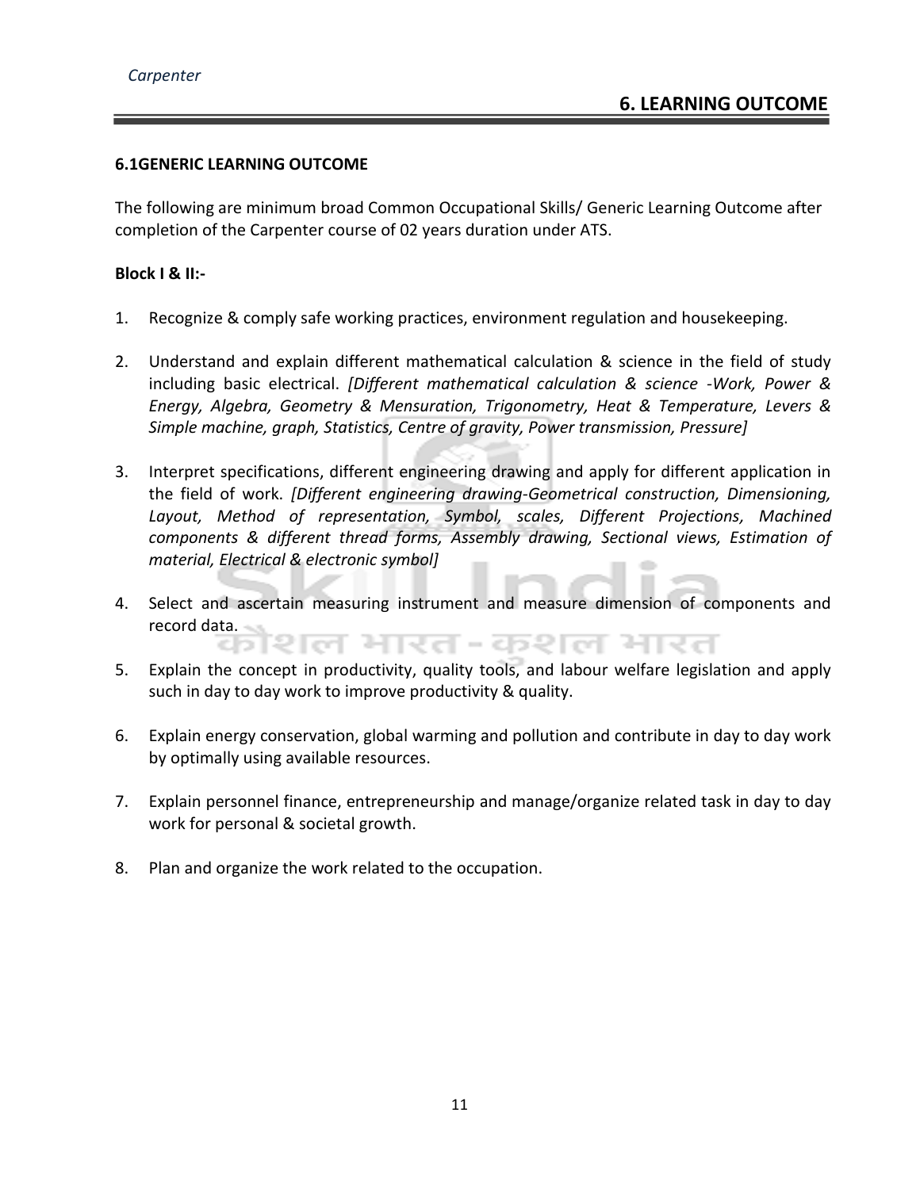## 6. LEARNING OUTCOME

### 6.1GENERIC LEARNING OUTCOME

The following are minimum broad Common Occupational Skills/ Generic Learning Outcome after completion of the Carpenter course of 02 years duration under ATS.

**Block I & II:-**

1. Recognize & comply safe working practices, environment regulation and housekeeping.

2. Understand and explain different mathematical calculation & science in the field of study including basic electrical. *[Different mathematical calculation & science -Work, Power & Energy, Algebra, Geometry & Mensuration, Trigonometry, Heat & Temperature, Levers & Simple machine, graph, Statistics, Centre of gravity, Power transmission, Pressure]*

3. Interpret specifications, different engineering drawing and apply for different application in the field of work. *[Different engineering drawing-Geometrical construction, Dimensioning, Layout, Method of representation, Symbol, scales, Different Projections, Machined components & different thread forms, Assembly drawing, Sectional views, Estimation of material, Electrical & electronic symbol]*

4. Select and ascertain measuring instrument and measure dimension of components and record data.

5. Explain the concept in productivity, quality tools, and labour welfare legislation and apply such in day to day work to improve productivity & quality.

6. Explain energy conservation, global warming and pollution and contribute in day to day work by optimally using available resources.

7. Explain personnel finance, entrepreneurship and manage/organize related task in day to day work for personal & societal growth.

8. Plan and organize the work related to the occupation.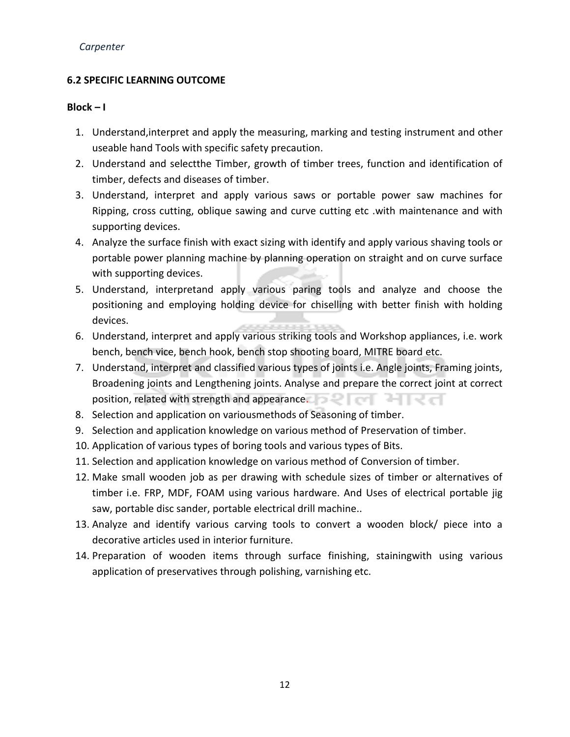## 6.2 SPECIFIC LEARNING OUTCOME

**Block – I**

1. Understand,interpret and apply the measuring, marking and testing instrument and other useable hand Tools with specific safety precaution.
2. Understand and selectthe Timber, growth of timber trees, function and identification of timber, defects and diseases of timber.
3. Understand, interpret and apply various saws or portable power saw machines for Ripping, cross cutting, oblique sawing and curve cutting etc .with maintenance and with supporting devices.
4. Analyze the surface finish with exact sizing with identify and apply various shaving tools or portable power planning machine by planning operation on straight and on curve surface with supporting devices.
5. Understand, interpretand apply various paring tools and analyze and choose the positioning and employing holding device for chiselling with better finish with holding devices.
6. Understand, interpret and apply various striking tools and Workshop appliances, i.e. work bench, bench vice, bench hook, bench stop shooting board, MITRE board etc.
7. Understand, interpret and classified various types of joints i.e. Angle joints, Framing joints, Broadening joints and Lengthening joints. Analyse and prepare the correct joint at correct position, related with strength and appearance.
8. Selection and application on variousmethods of Seasoning of timber.
9. Selection and application knowledge on various method of Preservation of timber.
10. Application of various types of boring tools and various types of Bits.
11. Selection and application knowledge on various method of Conversion of timber.
12. Make small wooden job as per drawing with schedule sizes of timber or alternatives of timber i.e. FRP, MDF, FOAM using various hardware. And Uses of electrical portable jig saw, portable disc sander, portable electrical drill machine..
13. Analyze and identify various carving tools to convert a wooden block/ piece into a decorative articles used in interior furniture.
14. Preparation of wooden items through surface finishing, stainingwith using various application of preservatives through polishing, varnishing etc.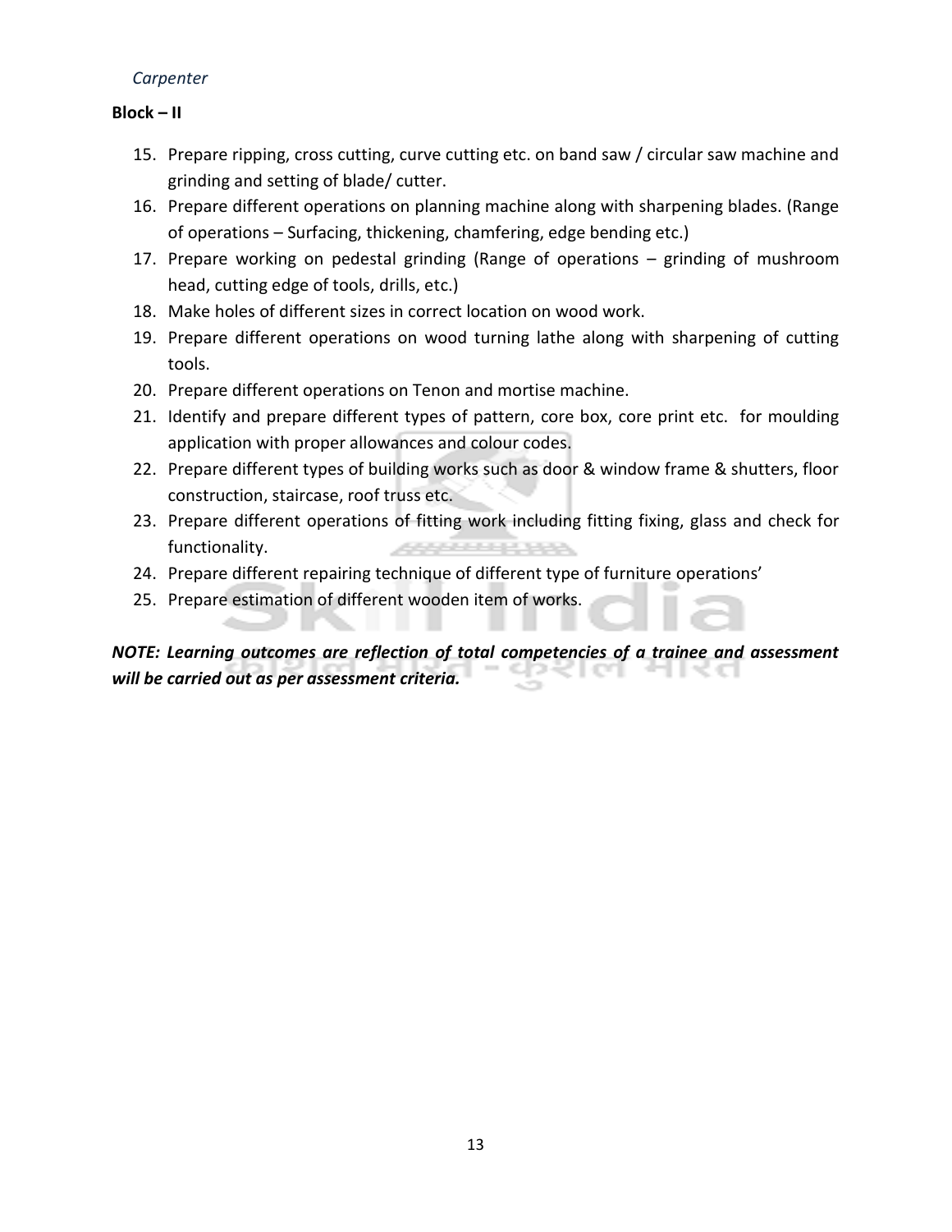**Block – II**

15. Prepare ripping, cross cutting, curve cutting etc. on band saw / circular saw machine and grinding and setting of blade/ cutter.
16. Prepare different operations on planning machine along with sharpening blades. (Range of operations – Surfacing, thickening, chamfering, edge bending etc.)
17. Prepare working on pedestal grinding (Range of operations – grinding of mushroom head, cutting edge of tools, drills, etc.)
18. Make holes of different sizes in correct location on wood work.
19. Prepare different operations on wood turning lathe along with sharpening of cutting tools.
20. Prepare different operations on Tenon and mortise machine.
21. Identify and prepare different types of pattern, core box, core print etc. for moulding application with proper allowances and colour codes.
22. Prepare different types of building works such as door & window frame & shutters, floor construction, staircase, roof truss etc.
23. Prepare different operations of fitting work including fitting fixing, glass and check for functionality.
24. Prepare different repairing technique of different type of furniture operations'
25. Prepare estimation of different wooden item of works.

***NOTE: Learning outcomes are reflection of total competencies of a trainee and assessment will be carried out as per assessment criteria.***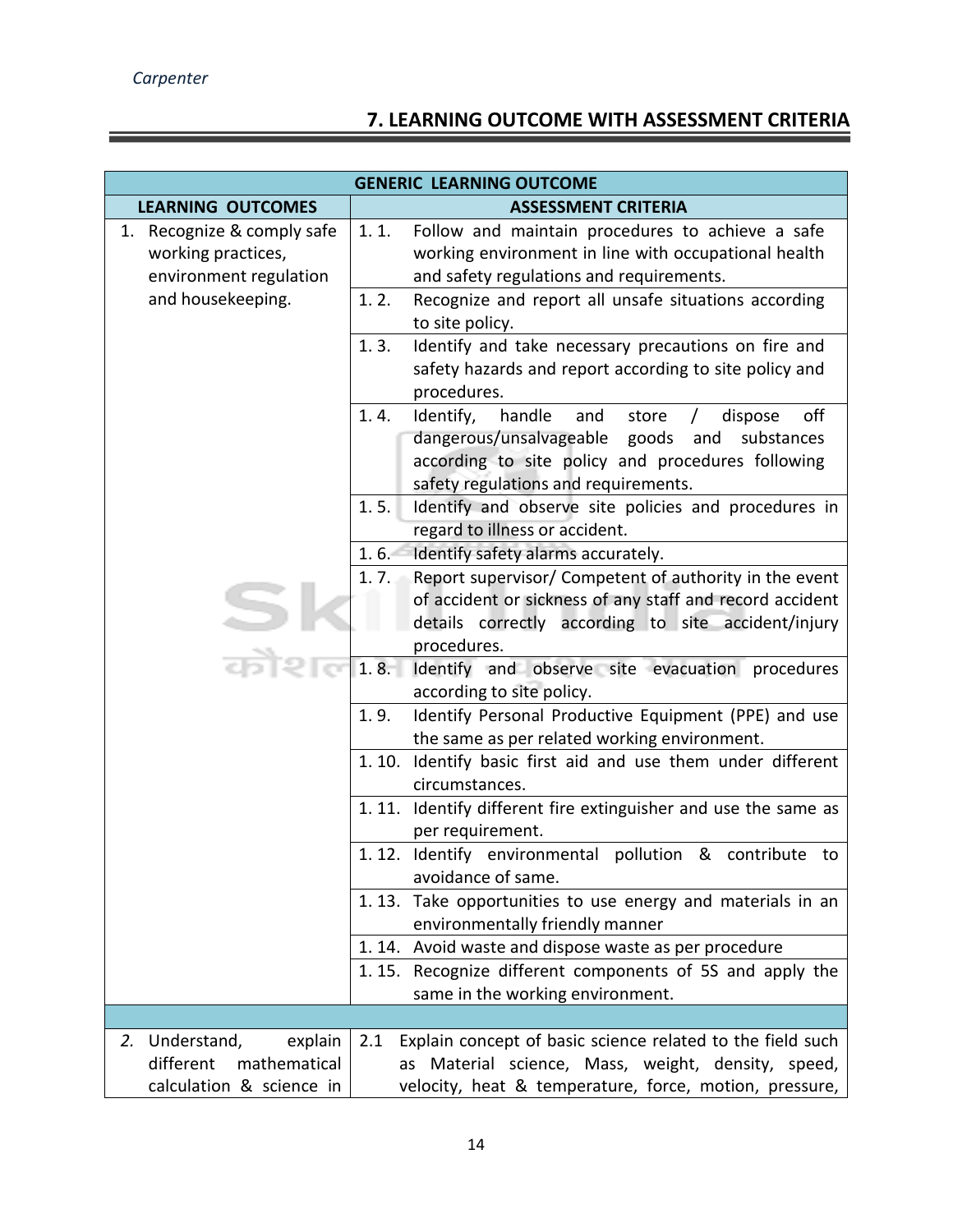## 7. LEARNING OUTCOME WITH ASSESSMENT CRITERIA

| GENERIC LEARNING OUTCOME | |
|---|---|
| **LEARNING OUTCOMES** | **ASSESSMENT CRITERIA** |
| 1. Recognize & comply safe working practices, environment regulation and housekeeping. | 1. 1. Follow and maintain procedures to achieve a safe working environment in line with occupational health and safety regulations and requirements. |
| | 1. 2. Recognize and report all unsafe situations according to site policy. |
| | 1. 3. Identify and take necessary precautions on fire and safety hazards and report according to site policy and procedures. |
| | 1. 4. Identify, handle and store / dispose off dangerous/unsalvageable goods and substances according to site policy and procedures following safety regulations and requirements. |
| | 1. 5. Identify and observe site policies and procedures in regard to illness or accident. |
| | 1. 6. Identify safety alarms accurately. |
| | 1. 7. Report supervisor/ Competent of authority in the event of accident or sickness of any staff and record accident details correctly according to site accident/injury procedures. |
| | 1. 8. Identify and observe site evacuation procedures according to site policy. |
| | 1. 9. Identify Personal Productive Equipment (PPE) and use the same as per related working environment. |
| | 1. 10. Identify basic first aid and use them under different circumstances. |
| | 1. 11. Identify different fire extinguisher and use the same as per requirement. |
| | 1. 12. Identify environmental pollution & contribute to avoidance of same. |
| | 1. 13. Take opportunities to use energy and materials in an environmentally friendly manner |
| | 1. 14. Avoid waste and dispose waste as per procedure |
| | 1. 15. Recognize different components of 5S and apply the same in the working environment. |
| | |
| *2.* Understand, explain different mathematical calculation & science in | 2.1 Explain concept of basic science related to the field such as Material science, Mass, weight, density, speed, velocity, heat & temperature, force, motion, pressure, |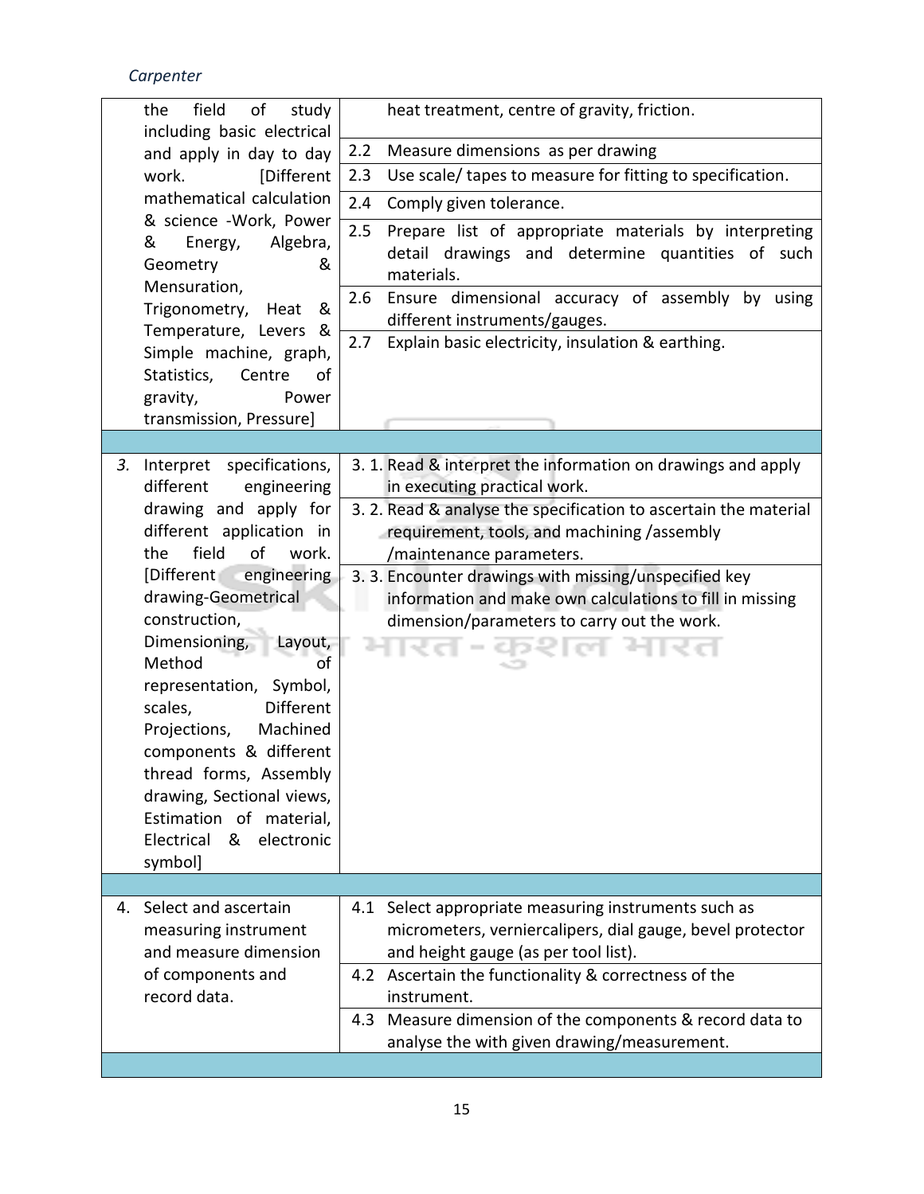| | |
|---|---|
| the field of study including basic electrical and apply in day to day work. [Different mathematical calculation & science -Work, Power & Energy, Algebra, Geometry & Mensuration, Trigonometry, Heat & Temperature, Levers & Simple machine, graph, Statistics, Centre of gravity, Power transmission, Pressure] | heat treatment, centre of gravity, friction. |
| | 2.2 Measure dimensions as per drawing |
| | 2.3 Use scale/ tapes to measure for fitting to specification. |
| | 2.4 Comply given tolerance. |
| | 2.5 Prepare list of appropriate materials by interpreting detail drawings and determine quantities of such materials. |
| | 2.6 Ensure dimensional accuracy of assembly by using different instruments/gauges. |
| | 2.7 Explain basic electricity, insulation & earthing. |
| | |
| 3. Interpret specifications, different engineering drawing and apply for different application in the field of work. [Different engineering drawing-Geometrical construction, Dimensioning, Layout, Method of representation, Symbol, scales, Different Projections, Machined components & different thread forms, Assembly drawing, Sectional views, Estimation of material, Electrical & electronic symbol] | 3. 1. Read & interpret the information on drawings and apply in executing practical work. |
| | 3. 2. Read & analyse the specification to ascertain the material requirement, tools, and machining /assembly /maintenance parameters. |
| | 3. 3. Encounter drawings with missing/unspecified key information and make own calculations to fill in missing dimension/parameters to carry out the work. |
| | |
| 4. Select and ascertain measuring instrument and measure dimension of components and record data. | 4.1 Select appropriate measuring instruments such as micrometers, verniercalipers, dial gauge, bevel protector and height gauge (as per tool list). |
| | 4.2 Ascertain the functionality & correctness of the instrument. |
| | 4.3 Measure dimension of the components & record data to analyse the with given drawing/measurement. |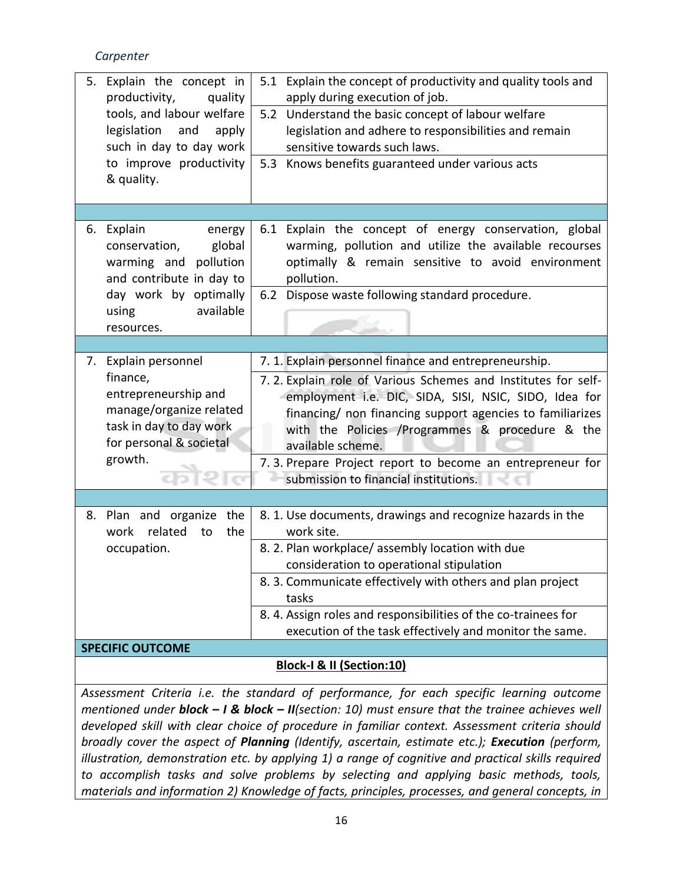*Carpenter*

| | |
|---|---|
| 5. Explain the concept in productivity, quality tools, and labour welfare legislation and apply such in day to day work to improve productivity & quality. | 5.1 Explain the concept of productivity and quality tools and apply during execution of job. |
| | 5.2 Understand the basic concept of labour welfare legislation and adhere to responsibilities and remain sensitive towards such laws. |
| | 5.3 Knows benefits guaranteed under various acts |
| | |
| 6. Explain energy conservation, global warming and pollution and contribute in day to day work by optimally using available resources. | 6.1 Explain the concept of energy conservation, global warming, pollution and utilize the available recourses optimally & remain sensitive to avoid environment pollution. |
| | 6.2 Dispose waste following standard procedure. |
| | |
| 7. Explain personnel finance, entrepreneurship and manage/organize related task in day to day work for personal & societal growth. | 7. 1. Explain personnel finance and entrepreneurship. |
| | 7. 2. Explain role of Various Schemes and Institutes for self-employment i.e. DIC, SIDA, SISI, NSIC, SIDO, Idea for financing/ non financing support agencies to familiarizes with the Policies /Programmes & procedure & the available scheme. |
| | 7. 3. Prepare Project report to become an entrepreneur for submission to financial institutions. |
| | |
| 8. Plan and organize the work related to the occupation. | 8. 1. Use documents, drawings and recognize hazards in the work site. |
| | 8. 2. Plan workplace/ assembly location with due consideration to operational stipulation |
| | 8. 3. Communicate effectively with others and plan project tasks |
| | 8. 4. Assign roles and responsibilities of the co-trainees for execution of the task effectively and monitor the same. |
| **SPECIFIC OUTCOME** | |
| **Block-I & II (Section:10)** | |

*Assessment Criteria i.e. the standard of performance, for each specific learning outcome mentioned under* ***block – I & block – II****(section: 10) must ensure that the trainee achieves well developed skill with clear choice of procedure in familiar context. Assessment criteria should broadly cover the aspect of* ***Planning*** *(Identify, ascertain, estimate etc.);* ***Execution*** *(perform, illustration, demonstration etc. by applying 1) a range of cognitive and practical skills required to accomplish tasks and solve problems by selecting and applying basic methods, tools, materials and information 2) Knowledge of facts, principles, processes, and general concepts, in*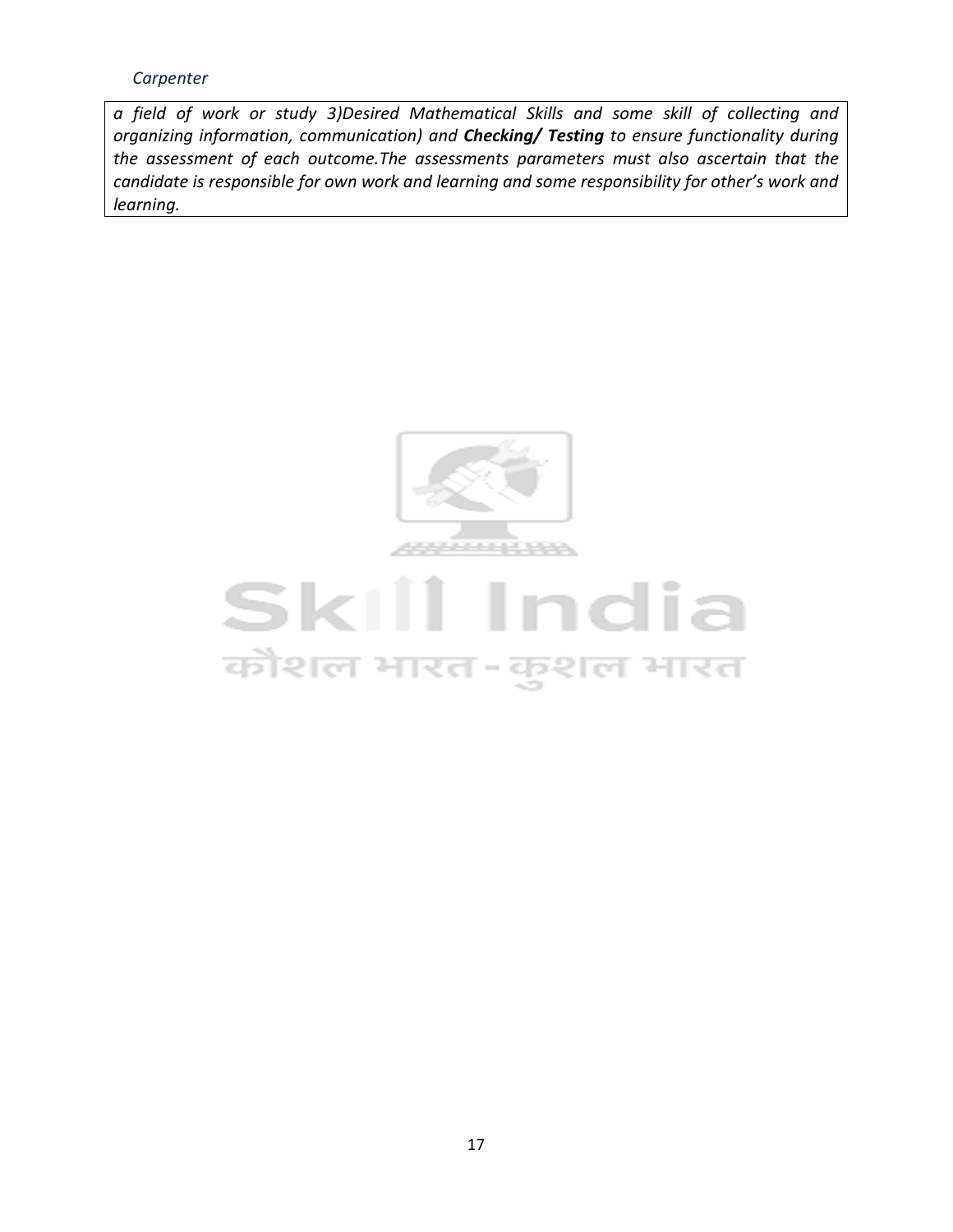*a field of work or study 3)Desired Mathematical Skills and some skill of collecting and organizing information, communication) and **Checking/ Testing** to ensure functionality during the assessment of each outcome.The assessments parameters must also ascertain that the candidate is responsible for own work and learning and some responsibility for other's work and learning.*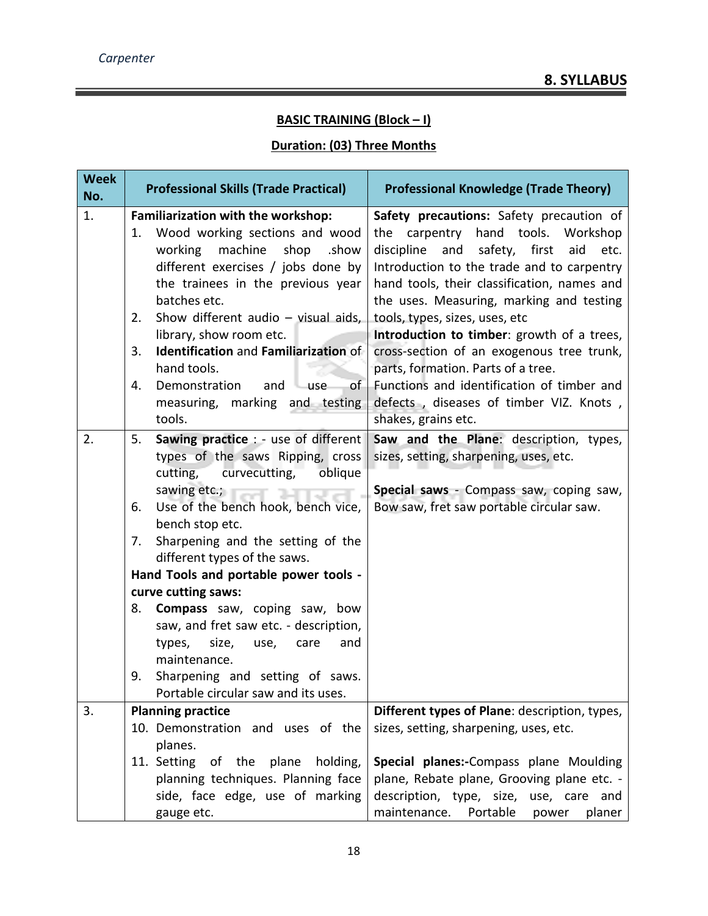## 8. SYLLABUS

**BASIC TRAINING (Block – I)**

**Duration: (03) Three Months**

| Week No. | Professional Skills (Trade Practical) | Professional Knowledge (Trade Theory) |
|---|---|---|
| 1. | **Familiarization with the workshop:**<br>1. Wood working sections and wood working machine shop .show different exercises / jobs done by the trainees in the previous year batches etc.<br>2. Show different audio – visual aids, library, show room etc.<br>3. **Identification** and **Familiarization** of hand tools.<br>4. Demonstration and use of measuring, marking and testing tools. | **Safety precautions:** Safety precaution of the carpentry hand tools. Workshop discipline and safety, first aid etc. Introduction to the trade and to carpentry hand tools, their classification, names and the uses. Measuring, marking and testing tools, types, sizes, uses, etc<br>**Introduction to timber**: growth of a trees, cross-section of an exogenous tree trunk, parts, formation. Parts of a tree.<br>Functions and identification of timber and defects , diseases of timber VIZ. Knots , shakes, grains etc. |
| 2. | 5. **Sawing practice** : - use of different types of the saws Ripping, cross cutting, curvecutting, oblique sawing etc.;<br>6. Use of the bench hook, bench vice, bench stop etc.<br>7. Sharpening and the setting of the different types of the saws.<br>**Hand Tools and portable power tools - curve cutting saws:**<br>8. **Compass** saw, coping saw, bow saw, and fret saw etc. - description, types, size, use, care and maintenance.<br>9. Sharpening and setting of saws. Portable circular saw and its uses. | **Saw and the Plane**: description, types, sizes, setting, sharpening, uses, etc.<br><br>**Special saws** - Compass saw, coping saw, Bow saw, fret saw portable circular saw. |
| 3. | **Planning practice**<br>10. Demonstration and uses of the planes.<br>11. Setting of the plane holding, planning techniques. Planning face side, face edge, use of marking gauge etc. | **Different types of Plane**: description, types, sizes, setting, sharpening, uses, etc.<br><br>**Special planes:-**Compass plane Moulding plane, Rebate plane, Grooving plane etc. - description, type, size, use, care and maintenance. Portable power planer |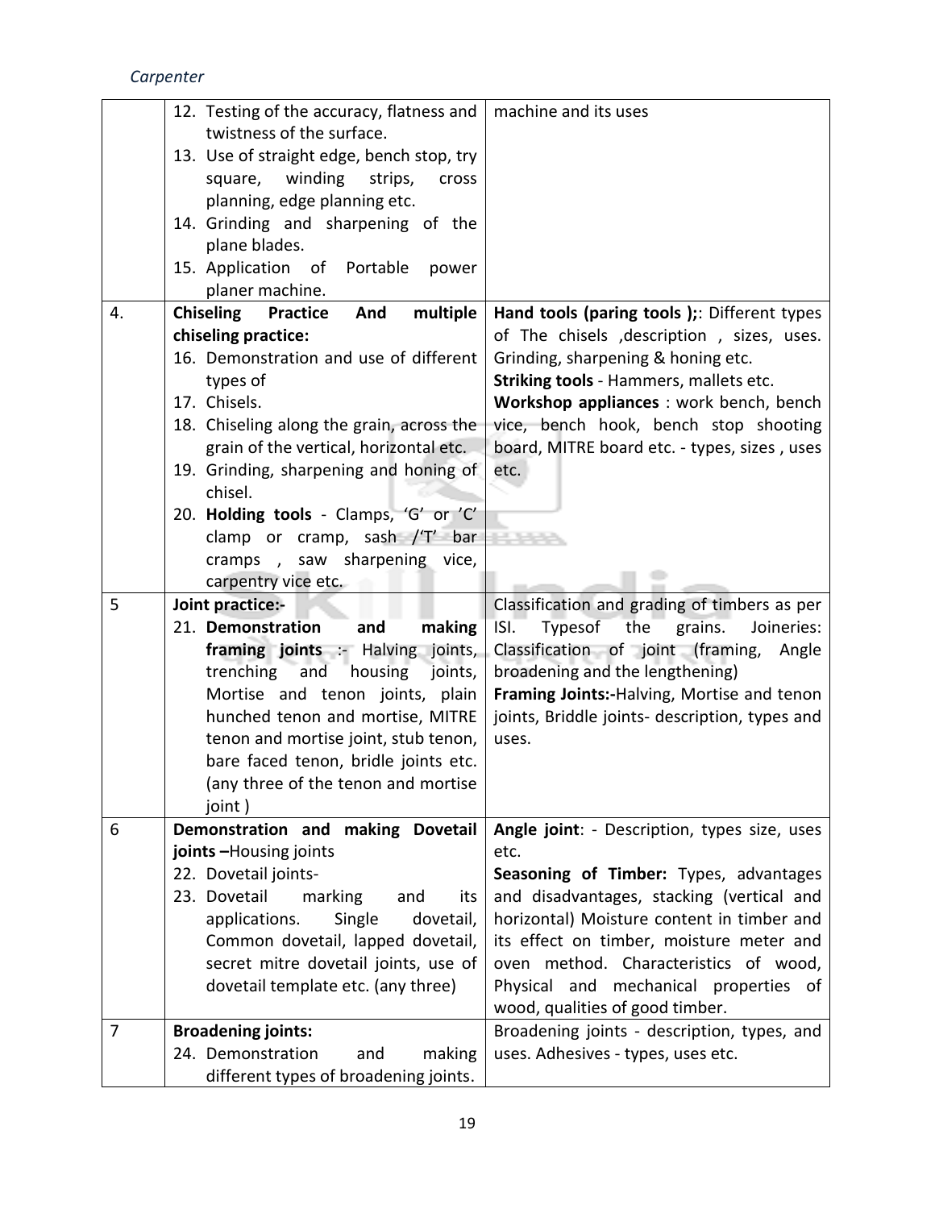| | | |
|---|---|---|
| | 12. Testing of the accuracy, flatness and twistness of the surface.<br>13. Use of straight edge, bench stop, try square, winding strips, cross planning, edge planning etc.<br>14. Grinding and sharpening of the plane blades.<br>15. Application of Portable power planer machine. | machine and its uses |
| 4. | **Chiseling Practice And multiple chiseling practice:**<br>16. Demonstration and use of different types of<br>17. Chisels.<br>18. Chiseling along the grain, across the grain of the vertical, horizontal etc.<br>19. Grinding, sharpening and honing of chisel.<br>20. **Holding tools** - Clamps, 'G' or 'C' clamp or cramp, sash /'T' bar cramps , saw sharpening vice, carpentry vice etc. | **Hand tools (paring tools );**: Different types of The chisels ,description , sizes, uses. Grinding, sharpening & honing etc.<br>**Striking tools** - Hammers, mallets etc.<br>**Workshop appliances** : work bench, bench vice, bench hook, bench stop shooting board, MITRE board etc. - types, sizes , uses etc. |
| 5 | **Joint practice:-**<br>21. **Demonstration and making framing joints** :- Halving joints, trenching and housing joints, Mortise and tenon joints, plain hunched tenon and mortise, MITRE tenon and mortise joint, stub tenon, bare faced tenon, bridle joints etc. (any three of the tenon and mortise joint ) | Classification and grading of timbers as per ISI. Typesof the grains. Joineries: Classification of joint (framing, Angle broadening and the lengthening)<br>**Framing Joints:-**Halving, Mortise and tenon joints, Briddle joints- description, types and uses. |
| 6 | **Demonstration and making Dovetail joints –**Housing joints<br>22. Dovetail joints-<br>23. Dovetail marking and its applications. Single dovetail, Common dovetail, lapped dovetail, secret mitre dovetail joints, use of dovetail template etc. (any three) | **Angle joint**: - Description, types size, uses etc.<br>**Seasoning of Timber:** Types, advantages and disadvantages, stacking (vertical and horizontal) Moisture content in timber and its effect on timber, moisture meter and oven method. Characteristics of wood, Physical and mechanical properties of wood, qualities of good timber. |
| 7 | **Broadening joints:**<br>24. Demonstration and making different types of broadening joints. | Broadening joints - description, types, and uses. Adhesives - types, uses etc. |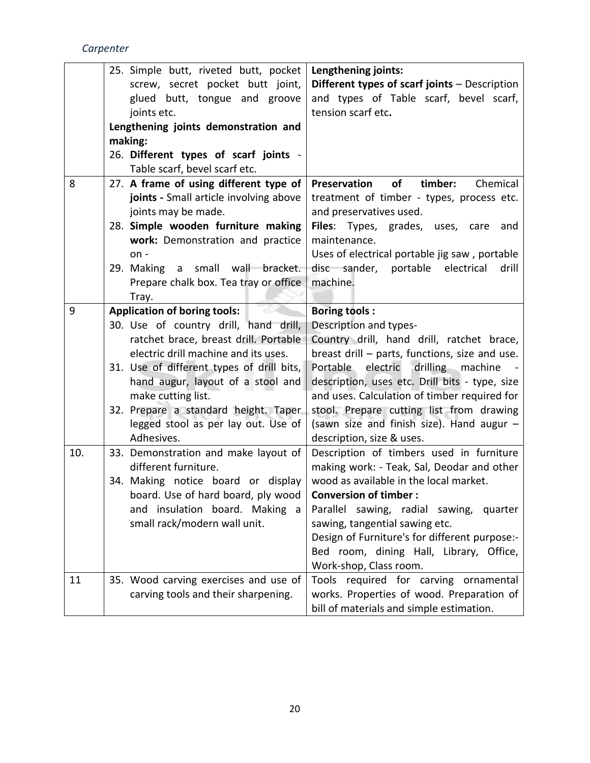| | | |
|---|---|---|
| | 25. Simple butt, riveted butt, pocket screw, secret pocket butt joint, glued butt, tongue and groove joints etc.<br>**Lengthening joints demonstration and making:**<br>26. **Different types of scarf joints** - Table scarf, bevel scarf etc. | **Lengthening joints:**<br>**Different types of scarf joints** – Description and types of Table scarf, bevel scarf, tension scarf etc**.** |
| 8 | 27. **A frame of using different type of joints -** Small article involving above joints may be made.<br>28. **Simple wooden furniture making work:** Demonstration and practice on -<br>29. Making a small wall bracket. Prepare chalk box. Tea tray or office Tray. | **Preservation of timber:** Chemical treatment of timber - types, process etc. and preservatives used.<br>**Files**: Types, grades, uses, care and maintenance.<br>Uses of electrical portable jig saw , portable disc sander, portable electrical drill machine. |
| 9 | **Application of boring tools:**<br>30. Use of country drill, hand drill, ratchet brace, breast drill. Portable electric drill machine and its uses.<br>31. Use of different types of drill bits, hand augur, layout of a stool and make cutting list.<br>32. Prepare a standard height. Taper legged stool as per lay out. Use of Adhesives. | **Boring tools :**<br>Description and types-<br>Country drill, hand drill, ratchet brace, breast drill – parts, functions, size and use. Portable electric drilling machine - description, uses etc. Drill bits - type, size and uses. Calculation of timber required for stool. Prepare cutting list from drawing (sawn size and finish size). Hand augur – description, size & uses. |
| 10. | 33. Demonstration and make layout of different furniture.<br>34. Making notice board or display board. Use of hard board, ply wood and insulation board. Making a small rack/modern wall unit. | Description of timbers used in furniture making work: - Teak, Sal, Deodar and other wood as available in the local market.<br>**Conversion of timber :**<br>Parallel sawing, radial sawing, quarter sawing, tangential sawing etc.<br>Design of Furniture's for different purpose:- Bed room, dining Hall, Library, Office, Work-shop, Class room. |
| 11 | 35. Wood carving exercises and use of carving tools and their sharpening. | Tools required for carving ornamental works. Properties of wood. Preparation of bill of materials and simple estimation. |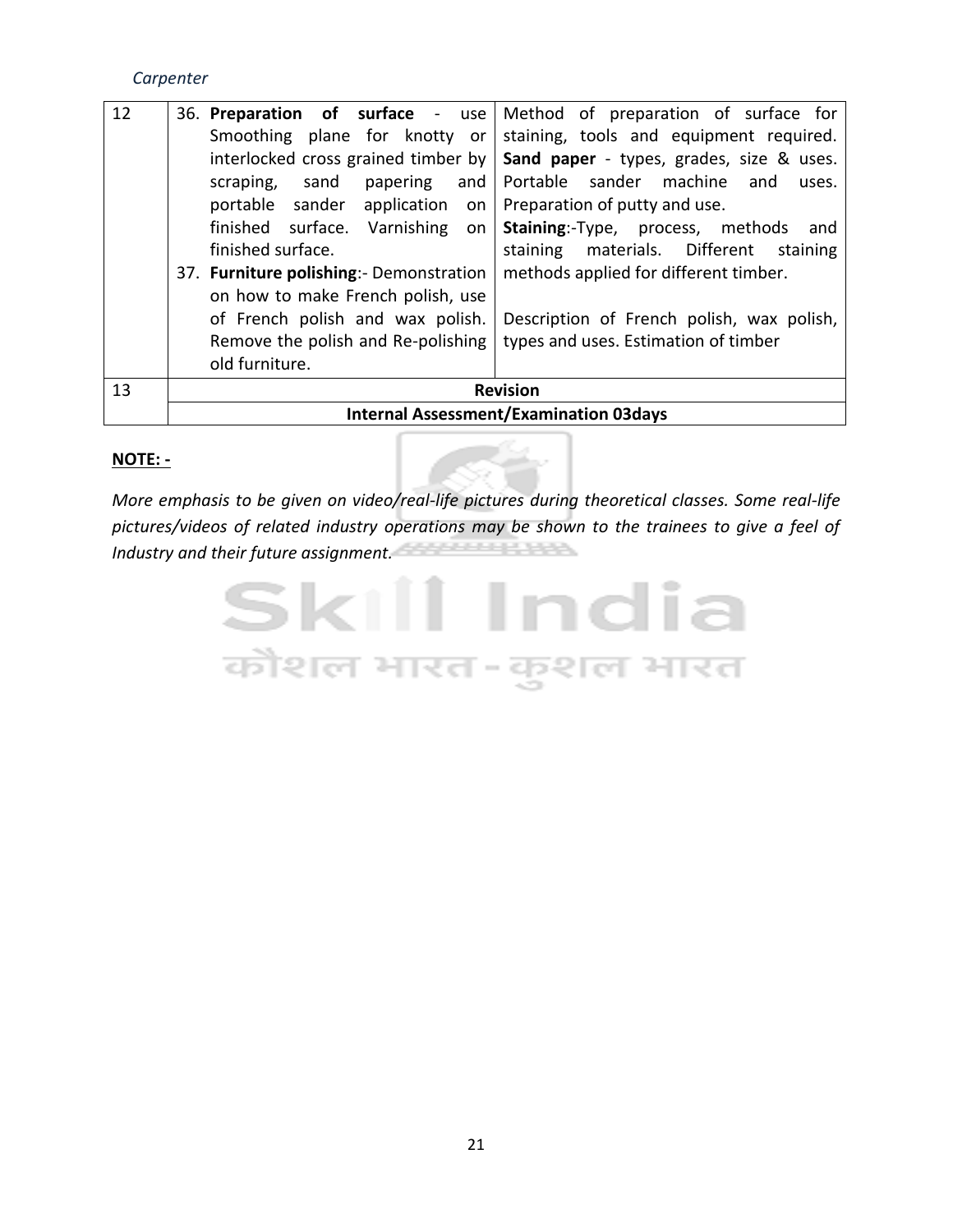| | | |
|---|---|---|
| 12 | 36. **Preparation of surface** - use Smoothing plane for knotty or interlocked cross grained timber by scraping, sand papering and portable sander application on finished surface. Varnishing on finished surface.<br>37. **Furniture polishing**:- Demonstration on how to make French polish, use of French polish and wax polish. Remove the polish and Re-polishing old furniture. | Method of preparation of surface for staining, tools and equipment required. **Sand paper** - types, grades, size & uses. Portable sander machine and uses. Preparation of putty and use.<br>**Staining**:-Type, process, methods and staining materials. Different staining methods applied for different timber.<br><br>Description of French polish, wax polish, types and uses. Estimation of timber |
| 13 | **Revision** | |
| | **Internal Assessment/Examination 03days** | |

**NOTE: -**

*More emphasis to be given on video/real-life pictures during theoretical classes. Some real-life pictures/videos of related industry operations may be shown to the trainees to give a feel of Industry and their future assignment.*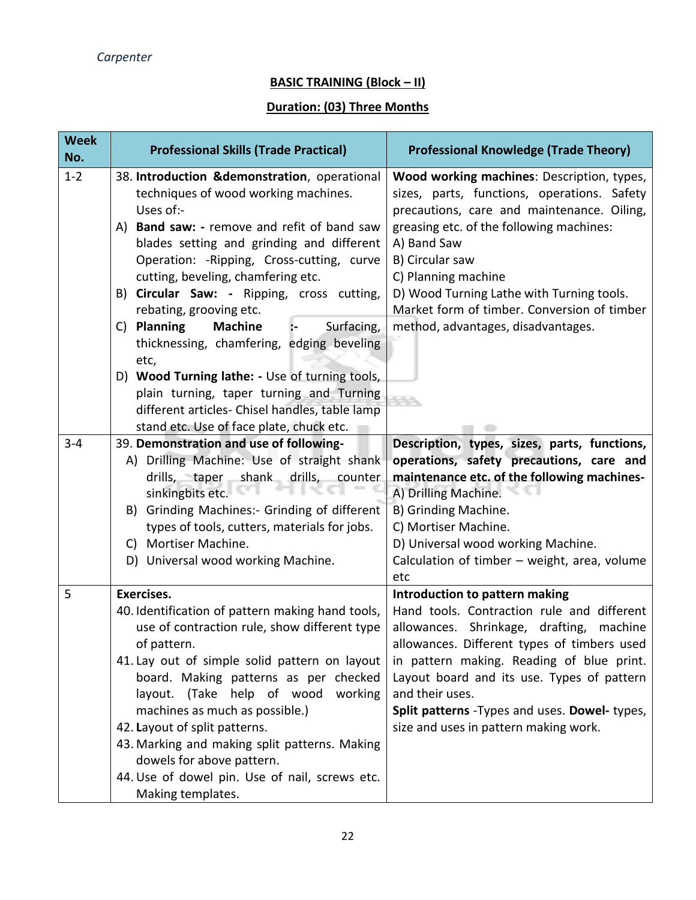*Carpenter*

## BASIC TRAINING (Block – II)

### Duration: (03) Three Months

| Week No. | Professional Skills (Trade Practical) | Professional Knowledge (Trade Theory) |
|---|---|---|
| 1-2 | 38. **Introduction &demonstration**, operational techniques of wood working machines. Uses of:-<br>A) **Band saw: -** remove and refit of band saw blades setting and grinding and different Operation: -Ripping, Cross-cutting, curve cutting, beveling, chamfering etc.<br>B) **Circular Saw: -** Ripping, cross cutting, rebating, grooving etc.<br>C) **Planning Machine :-** Surfacing, thicknessing, chamfering, edging beveling etc,<br>D) **Wood Turning lathe: -** Use of turning tools, plain turning, taper turning and Turning different articles- Chisel handles, table lamp stand etc. Use of face plate, chuck etc. | **Wood working machines**: Description, types, sizes, parts, functions, operations. Safety precautions, care and maintenance. Oiling, greasing etc. of the following machines:<br>A) Band Saw<br>B) Circular saw<br>C) Planning machine<br>D) Wood Turning Lathe with Turning tools.<br>Market form of timber. Conversion of timber method, advantages, disadvantages. |
| 3-4 | 39. **Demonstration and use of following-**<br>A) Drilling Machine: Use of straight shank drills, taper shank drills, counter sinkingbits etc.<br>B) Grinding Machines:- Grinding of different types of tools, cutters, materials for jobs.<br>C) Mortiser Machine.<br>D) Universal wood working Machine. | **Description, types, sizes, parts, functions, operations, safety precautions, care and maintenance etc. of the following machines-**<br>A) Drilling Machine.<br>B) Grinding Machine.<br>C) Mortiser Machine.<br>D) Universal wood working Machine.<br>Calculation of timber – weight, area, volume etc |
| 5 | **Exercises.**<br>40. Identification of pattern making hand tools, use of contraction rule, show different type of pattern.<br>41. Lay out of simple solid pattern on layout board. Making patterns as per checked layout. (Take help of wood working machines as much as possible.)<br>42. **L**ayout of split patterns.<br>43. Marking and making split patterns. Making dowels for above pattern.<br>44. Use of dowel pin. Use of nail, screws etc. Making templates. | **Introduction to pattern making**<br>Hand tools. Contraction rule and different allowances. Shrinkage, drafting, machine allowances. Different types of timbers used in pattern making. Reading of blue print. Layout board and its use. Types of pattern and their uses.<br>**Split patterns** -Types and uses. **Dowel-** types, size and uses in pattern making work. |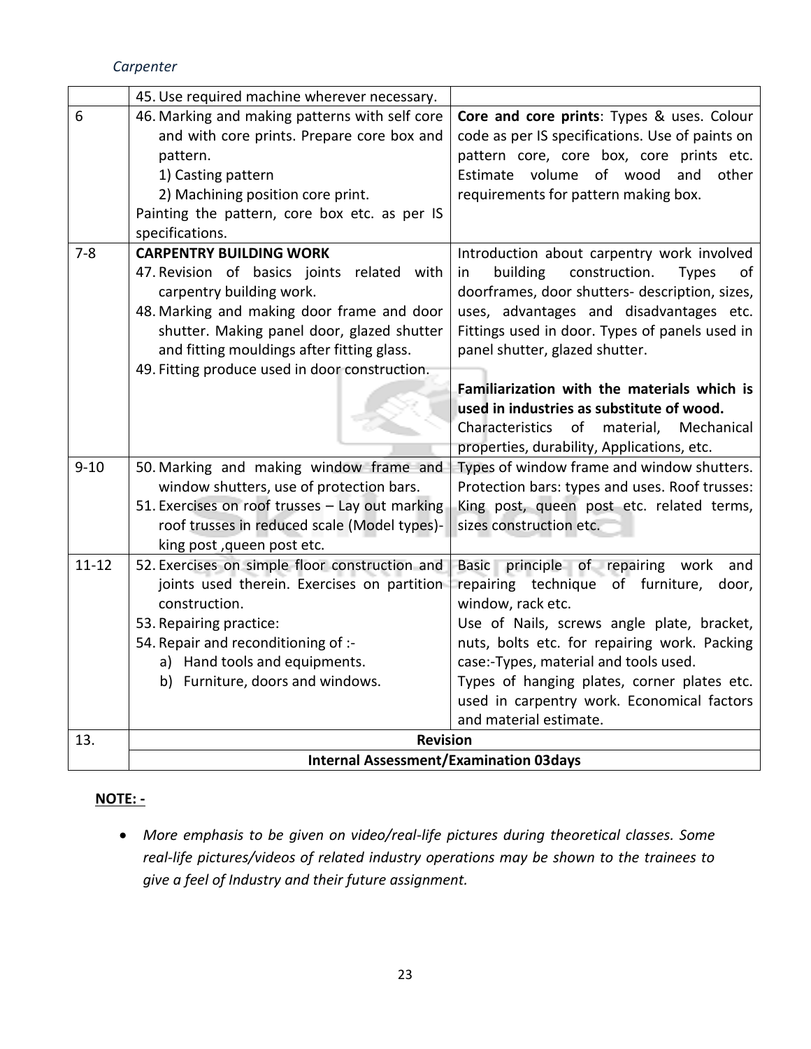| | | |
|---|---|---|
| | 45. Use required machine wherever necessary. | |
| 6 | 46. Marking and making patterns with self core and with core prints. Prepare core box and pattern.<br>1) Casting pattern<br>2) Machining position core print.<br>Painting the pattern, core box etc. as per IS specifications. | **Core and core prints**: Types & uses. Colour code as per IS specifications. Use of paints on pattern core, core box, core prints etc. Estimate volume of wood and other requirements for pattern making box. |
| 7-8 | **CARPENTRY BUILDING WORK**<br>47. Revision of basics joints related with carpentry building work.<br>48. Marking and making door frame and door shutter. Making panel door, glazed shutter and fitting mouldings after fitting glass.<br>49. Fitting produce used in door construction. | Introduction about carpentry work involved in building construction. Types of doorframes, door shutters- description, sizes, uses, advantages and disadvantages etc. Fittings used in door. Types of panels used in panel shutter, glazed shutter.<br><br>**Familiarization with the materials which is used in industries as substitute of wood.**<br>Characteristics of material, Mechanical properties, durability, Applications, etc. |
| 9-10 | 50. Marking and making window frame and window shutters, use of protection bars.<br>51. Exercises on roof trusses – Lay out marking roof trusses in reduced scale (Model types)- king post ,queen post etc. | Types of window frame and window shutters. Protection bars: types and uses. Roof trusses: King post, queen post etc. related terms, sizes construction etc. |
| 11-12 | 52. Exercises on simple floor construction and joints used therein. Exercises on partition construction.<br>53. Repairing practice:<br>54. Repair and reconditioning of :-<br>a) Hand tools and equipments.<br>b) Furniture, doors and windows. | Basic principle of repairing work and repairing technique of furniture, door, window, rack etc.<br>Use of Nails, screws angle plate, bracket, nuts, bolts etc. for repairing work. Packing case:-Types, material and tools used.<br>Types of hanging plates, corner plates etc. used in carpentry work. Economical factors and material estimate. |
| 13. | **Revision** | |
| | **Internal Assessment/Examination 03days** | |

**NOTE: -**

- *More emphasis to be given on video/real-life pictures during theoretical classes. Some real-life pictures/videos of related industry operations may be shown to the trainees to give a feel of Industry and their future assignment.*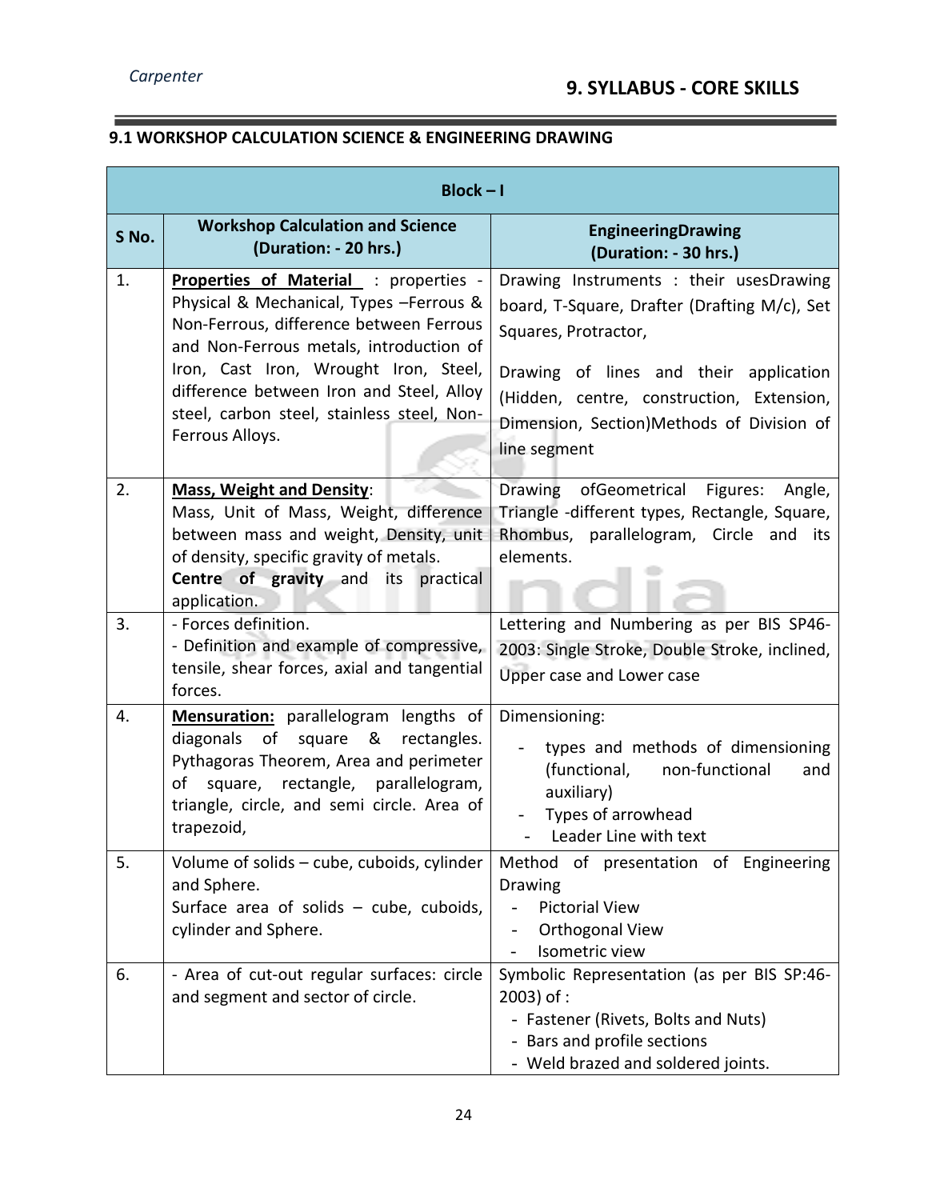## 9. SYLLABUS - CORE SKILLS

### 9.1 WORKSHOP CALCULATION SCIENCE & ENGINEERING DRAWING

| Block – I | | |
|---|---|---|
| **S No.** | **Workshop Calculation and Science (Duration: - 20 hrs.)** | **EngineeringDrawing (Duration: - 30 hrs.)** |
| 1. | **Properties of Material** : properties - Physical & Mechanical, Types –Ferrous & Non-Ferrous, difference between Ferrous and Non-Ferrous metals, introduction of Iron, Cast Iron, Wrought Iron, Steel, difference between Iron and Steel, Alloy steel, carbon steel, stainless steel, Non-Ferrous Alloys. | Drawing Instruments : their usesDrawing board, T-Square, Drafter (Drafting M/c), Set Squares, Protractor,<br><br>Drawing of lines and their application (Hidden, centre, construction, Extension, Dimension, Section)Methods of Division of line segment |
| 2. | **Mass, Weight and Density**: Mass, Unit of Mass, Weight, difference between mass and weight, Density, unit of density, specific gravity of metals.<br>**Centre of gravity** and its practical application. | Drawing ofGeometrical Figures: Angle, Triangle -different types, Rectangle, Square, Rhombus, parallelogram, Circle and its elements. |
| 3. | - Forces definition.<br>- Definition and example of compressive, tensile, shear forces, axial and tangential forces. | Lettering and Numbering as per BIS SP46-2003: Single Stroke, Double Stroke, inclined, Upper case and Lower case |
| 4. | **Mensuration:** parallelogram lengths of diagonals of square & rectangles. Pythagoras Theorem, Area and perimeter of square, rectangle, parallelogram, triangle, circle, and semi circle. Area of trapezoid, | Dimensioning:<br>- types and methods of dimensioning (functional, non-functional and auxiliary)<br>- Types of arrowhead<br>- Leader Line with text |
| 5. | Volume of solids – cube, cuboids, cylinder and Sphere.<br>Surface area of solids – cube, cuboids, cylinder and Sphere. | Method of presentation of Engineering Drawing<br>- Pictorial View<br>- Orthogonal View<br>- Isometric view |
| 6. | - Area of cut-out regular surfaces: circle and segment and sector of circle. | Symbolic Representation (as per BIS SP:46-2003) of :<br>- Fastener (Rivets, Bolts and Nuts)<br>- Bars and profile sections<br>- Weld brazed and soldered joints. |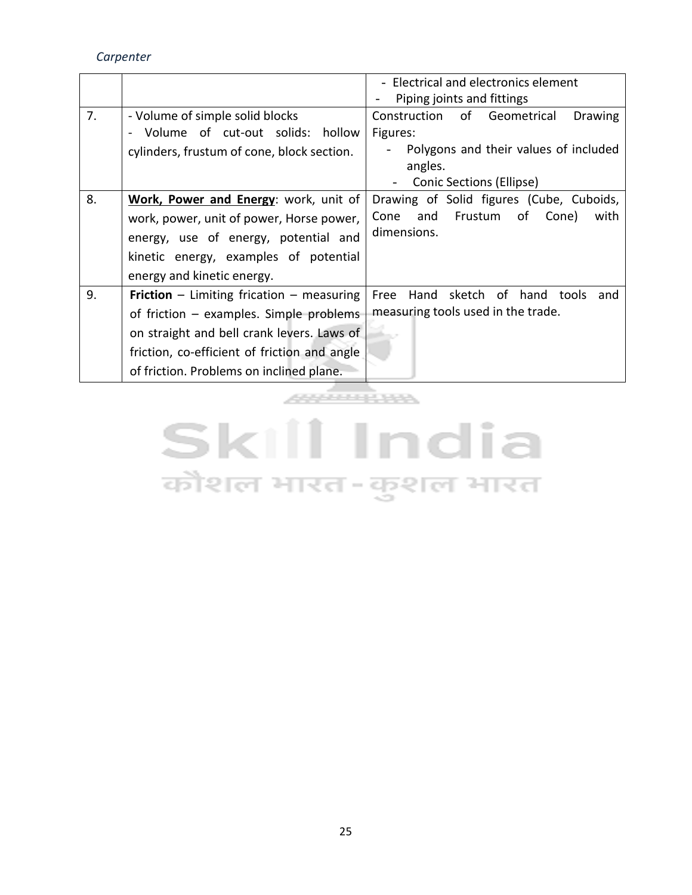| | | |
|---|---|---|
| | | - Electrical and electronics element<br>- Piping joints and fittings |
| 7. | - Volume of simple solid blocks<br>- Volume of cut-out solids: hollow cylinders, frustum of cone, block section. | Construction of Geometrical Drawing Figures:<br>- Polygons and their values of included angles.<br>- Conic Sections (Ellipse) |
| 8. | **<u>Work, Power and Energy</u>**: work, unit of work, power, unit of power, Horse power, energy, use of energy, potential and kinetic energy, examples of potential energy and kinetic energy. | Drawing of Solid figures (Cube, Cuboids, Cone and Frustum of Cone) with dimensions. |
| 9. | **Friction** – Limiting frication – measuring of friction – examples. Simple problems on straight and bell crank levers. Laws of friction, co-efficient of friction and angle of friction. Problems on inclined plane. | Free Hand sketch of hand tools and measuring tools used in the trade. |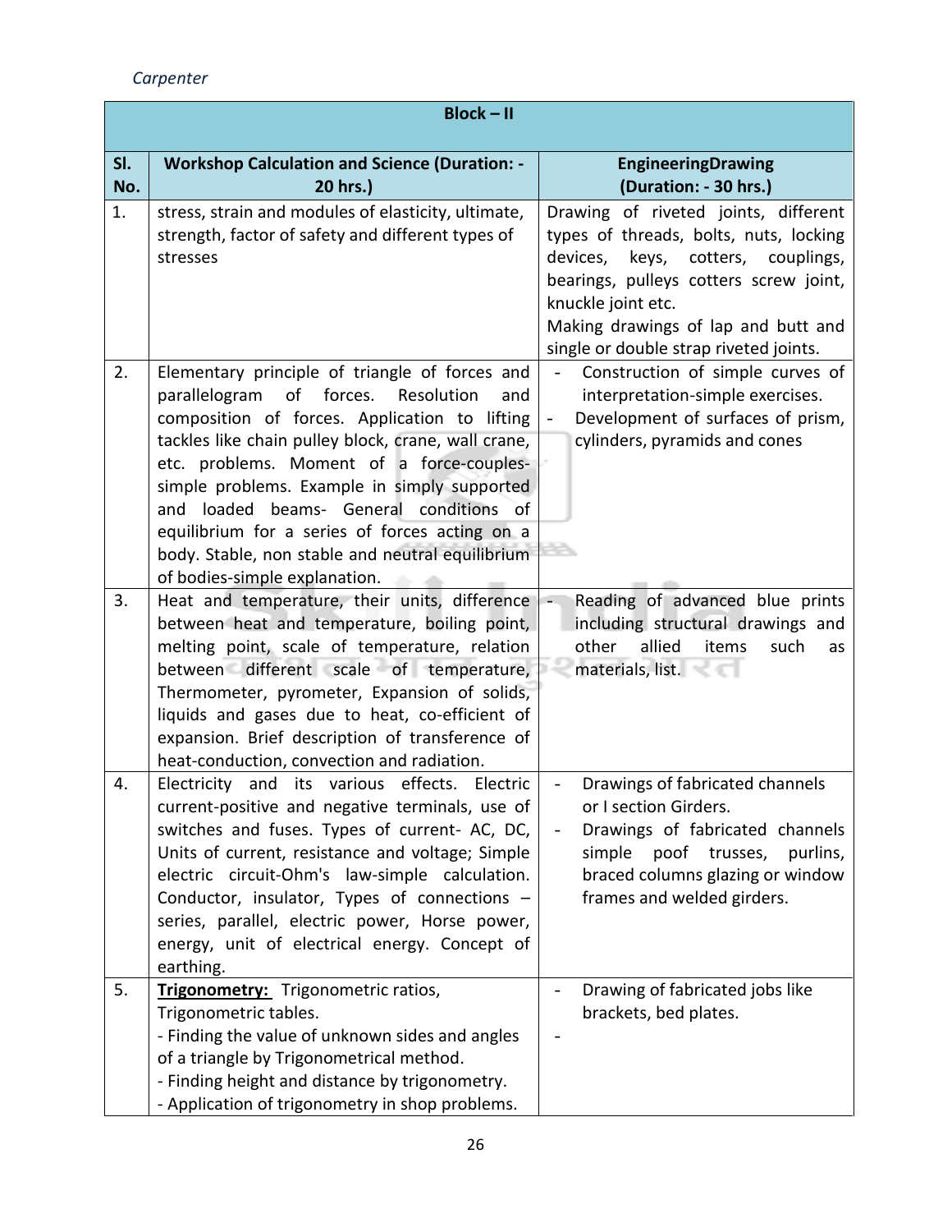*Carpenter*

| Block – II | | |
|---|---|---|
| **Sl. No.** | **Workshop Calculation and Science (Duration: - 20 hrs.)** | **EngineeringDrawing (Duration: - 30 hrs.)** |
| 1. | stress, strain and modules of elasticity, ultimate, strength, factor of safety and different types of stresses | Drawing of riveted joints, different types of threads, bolts, nuts, locking devices, keys, cotters, couplings, bearings, pulleys cotters screw joint, knuckle joint etc.<br>Making drawings of lap and butt and single or double strap riveted joints. |
| 2. | Elementary principle of triangle of forces and parallelogram of forces. Resolution and composition of forces. Application to lifting tackles like chain pulley block, crane, wall crane, etc. problems. Moment of a force-couples-simple problems. Example in simply supported and loaded beams- General conditions of equilibrium for a series of forces acting on a body. Stable, non stable and neutral equilibrium of bodies-simple explanation. | - Construction of simple curves of interpretation-simple exercises.<br>- Development of surfaces of prism, cylinders, pyramids and cones |
| 3. | Heat and temperature, their units, difference between heat and temperature, boiling point, melting point, scale of temperature, relation between different scale of temperature, Thermometer, pyrometer, Expansion of solids, liquids and gases due to heat, co-efficient of expansion. Brief description of transference of heat-conduction, convection and radiation. | - Reading of advanced blue prints including structural drawings and other allied items such as materials, list. |
| 4. | Electricity and its various effects. Electric current-positive and negative terminals, use of switches and fuses. Types of current- AC, DC, Units of current, resistance and voltage; Simple electric circuit-Ohm's law-simple calculation. Conductor, insulator, Types of connections – series, parallel, electric power, Horse power, energy, unit of electrical energy. Concept of earthing. | - Drawings of fabricated channels or I section Girders.<br>- Drawings of fabricated channels simple poof trusses, purlins, braced columns glazing or window frames and welded girders. |
| 5. | **<u>Trigonometry:</u>** Trigonometric ratios, Trigonometric tables.<br>- Finding the value of unknown sides and angles of a triangle by Trigonometrical method.<br>- Finding height and distance by trigonometry.<br>- Application of trigonometry in shop problems. | - Drawing of fabricated jobs like brackets, bed plates.<br>- |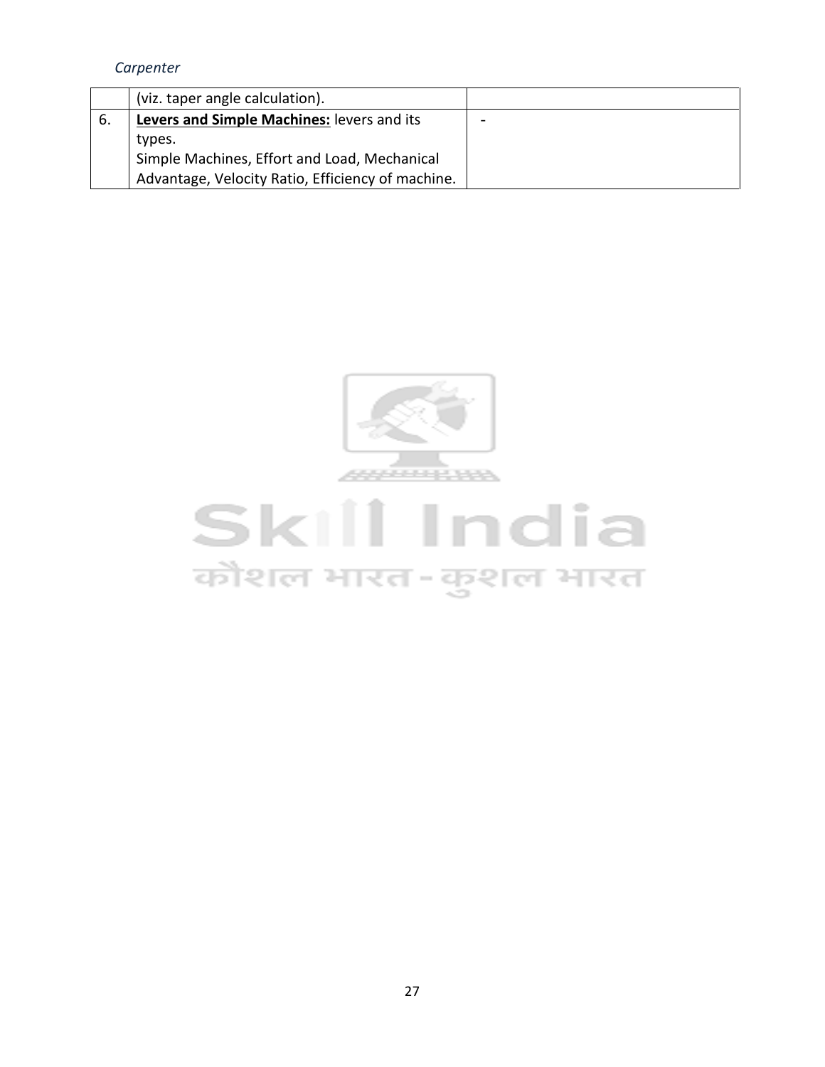|  |  |  |
|---|---|---|
|  | (viz. taper angle calculation). |  |
| 6. | **Levers and Simple Machines:** levers and its types.<br>Simple Machines, Effort and Load, Mechanical Advantage, Velocity Ratio, Efficiency of machine. | - |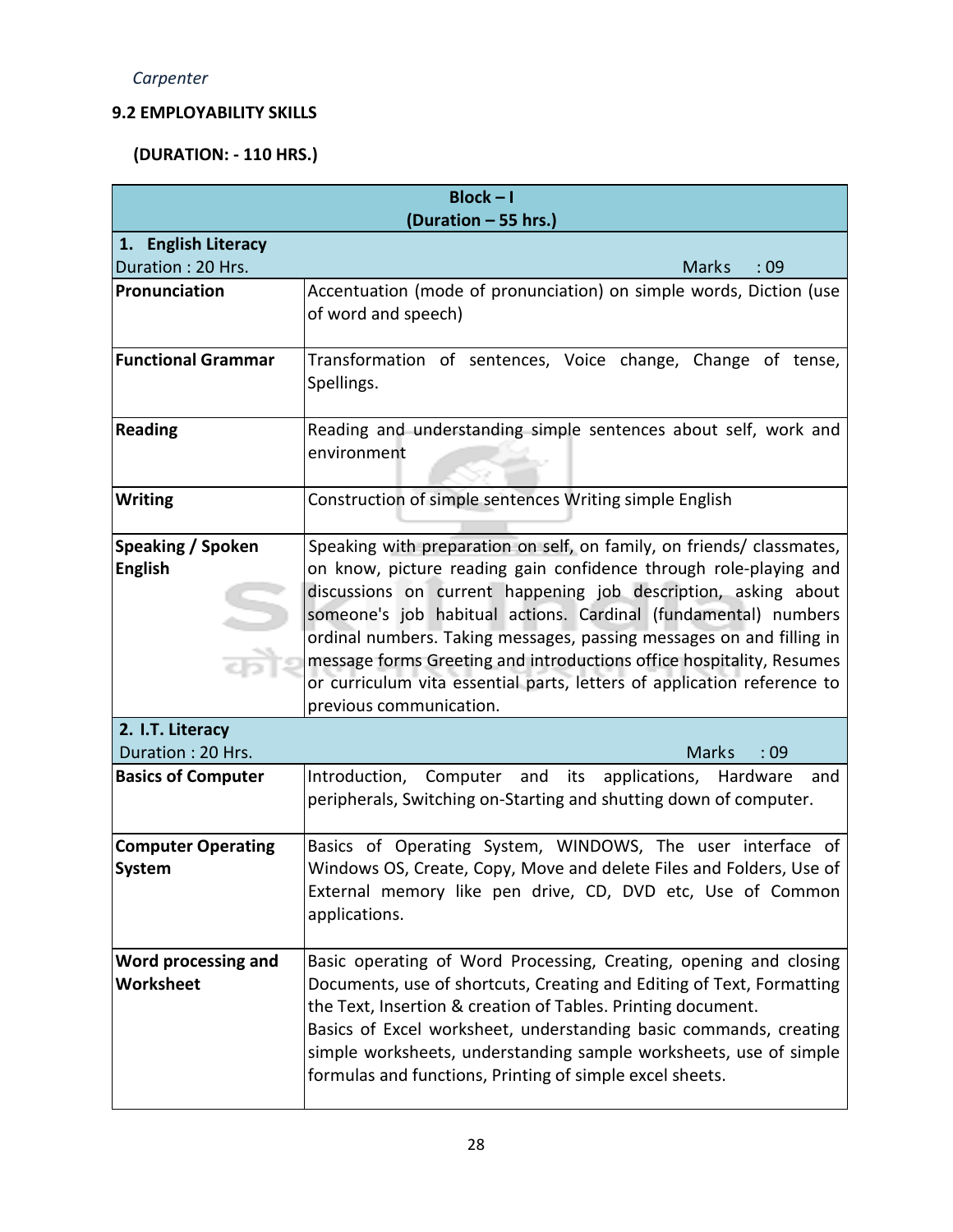*Carpenter*

**9.2 EMPLOYABILITY SKILLS**

**(DURATION: - 110 HRS.)**

| **Block – I (Duration – 55 hrs.)** | |
|---|---|
| **1. English Literacy** Duration : 20 Hrs. | Marks : 09 |
| **Pronunciation** | Accentuation (mode of pronunciation) on simple words, Diction (use of word and speech) |
| **Functional Grammar** | Transformation of sentences, Voice change, Change of tense, Spellings. |
| **Reading** | Reading and understanding simple sentences about self, work and environment |
| **Writing** | Construction of simple sentences Writing simple English |
| **Speaking / Spoken English** | Speaking with preparation on self, on family, on friends/ classmates, on know, picture reading gain confidence through role-playing and discussions on current happening job description, asking about someone's job habitual actions. Cardinal (fundamental) numbers ordinal numbers. Taking messages, passing messages on and filling in message forms Greeting and introductions office hospitality, Resumes or curriculum vita essential parts, letters of application reference to previous communication. |
| **2. I.T. Literacy** Duration : 20 Hrs. | Marks : 09 |
| **Basics of Computer** | Introduction, Computer and its applications, Hardware and peripherals, Switching on-Starting and shutting down of computer. |
| **Computer Operating System** | Basics of Operating System, WINDOWS, The user interface of Windows OS, Create, Copy, Move and delete Files and Folders, Use of External memory like pen drive, CD, DVD etc, Use of Common applications. |
| **Word processing and Worksheet** | Basic operating of Word Processing, Creating, opening and closing Documents, use of shortcuts, Creating and Editing of Text, Formatting the Text, Insertion & creation of Tables. Printing document. Basics of Excel worksheet, understanding basic commands, creating simple worksheets, understanding sample worksheets, use of simple formulas and functions, Printing of simple excel sheets. |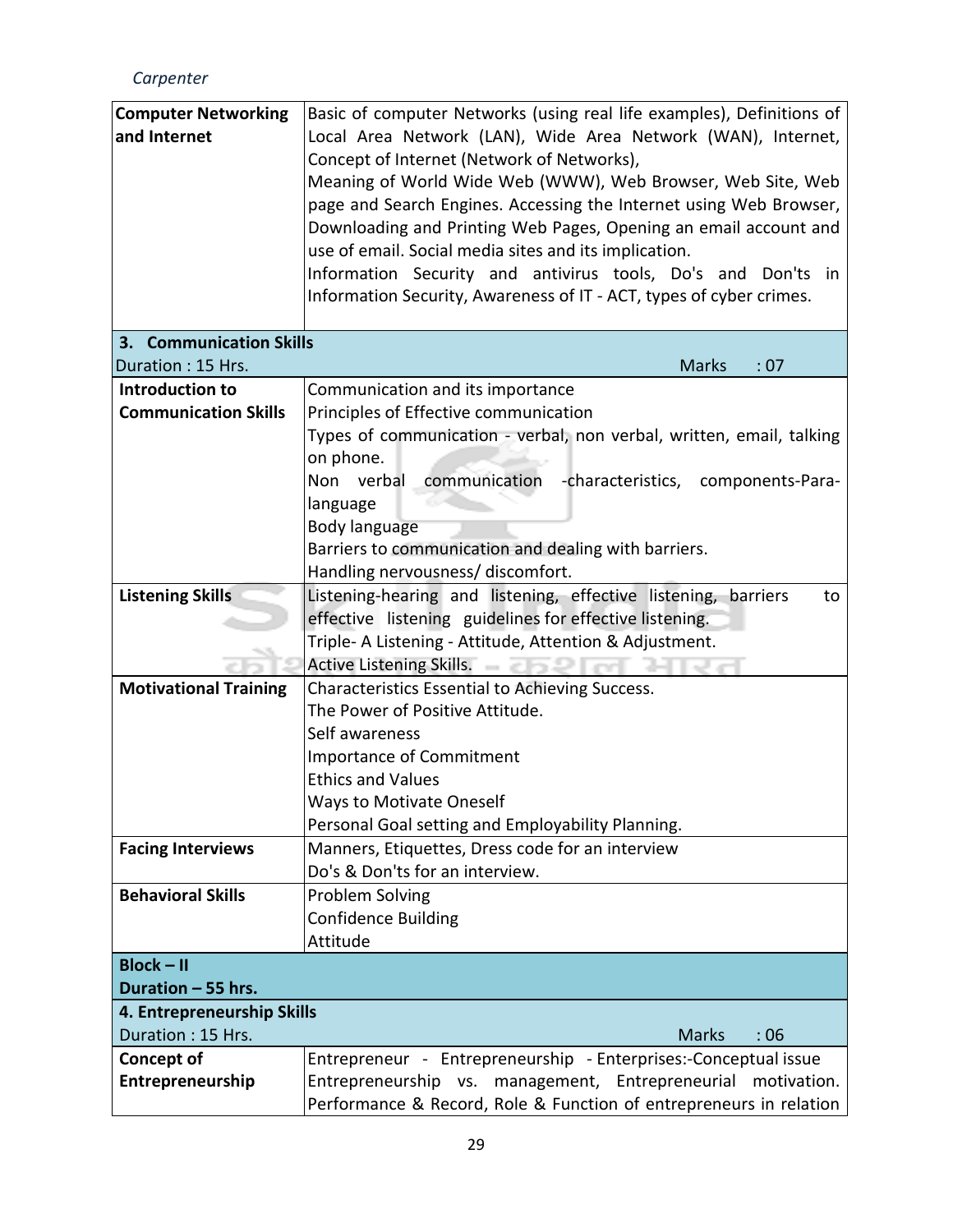| | |
|---|---|
| **Computer Networking and Internet** | Basic of computer Networks (using real life examples), Definitions of Local Area Network (LAN), Wide Area Network (WAN), Internet, Concept of Internet (Network of Networks),<br>Meaning of World Wide Web (WWW), Web Browser, Web Site, Web page and Search Engines. Accessing the Internet using Web Browser, Downloading and Printing Web Pages, Opening an email account and use of email. Social media sites and its implication.<br>Information Security and antivirus tools, Do's and Don'ts in Information Security, Awareness of IT - ACT, types of cyber crimes. |
| **3. Communication Skills**<br>Duration : 15 Hrs. | Marks : 07 |
| **Introduction to Communication Skills** | Communication and its importance<br>Principles of Effective communication<br>Types of communication - verbal, non verbal, written, email, talking on phone.<br>Non verbal communication -characteristics, components-Para-language<br>Body language<br>Barriers to communication and dealing with barriers.<br>Handling nervousness/ discomfort. |
| **Listening Skills** | Listening-hearing and listening, effective listening, barriers to effective listening guidelines for effective listening.<br>Triple- A Listening - Attitude, Attention & Adjustment.<br>Active Listening Skills. |
| **Motivational Training** | Characteristics Essential to Achieving Success.<br>The Power of Positive Attitude.<br>Self awareness<br>Importance of Commitment<br>Ethics and Values<br>Ways to Motivate Oneself<br>Personal Goal setting and Employability Planning. |
| **Facing Interviews** | Manners, Etiquettes, Dress code for an interview<br>Do's & Don'ts for an interview. |
| **Behavioral Skills** | Problem Solving<br>Confidence Building<br>Attitude |
| **Block – II**<br>**Duration – 55 hrs.** | |
| **4. Entrepreneurship Skills**<br>Duration : 15 Hrs. | Marks : 06 |
| **Concept of Entrepreneurship** | Entrepreneur - Entrepreneurship - Enterprises:-Conceptual issue<br>Entrepreneurship vs. management, Entrepreneurial motivation. Performance & Record, Role & Function of entrepreneurs in relation |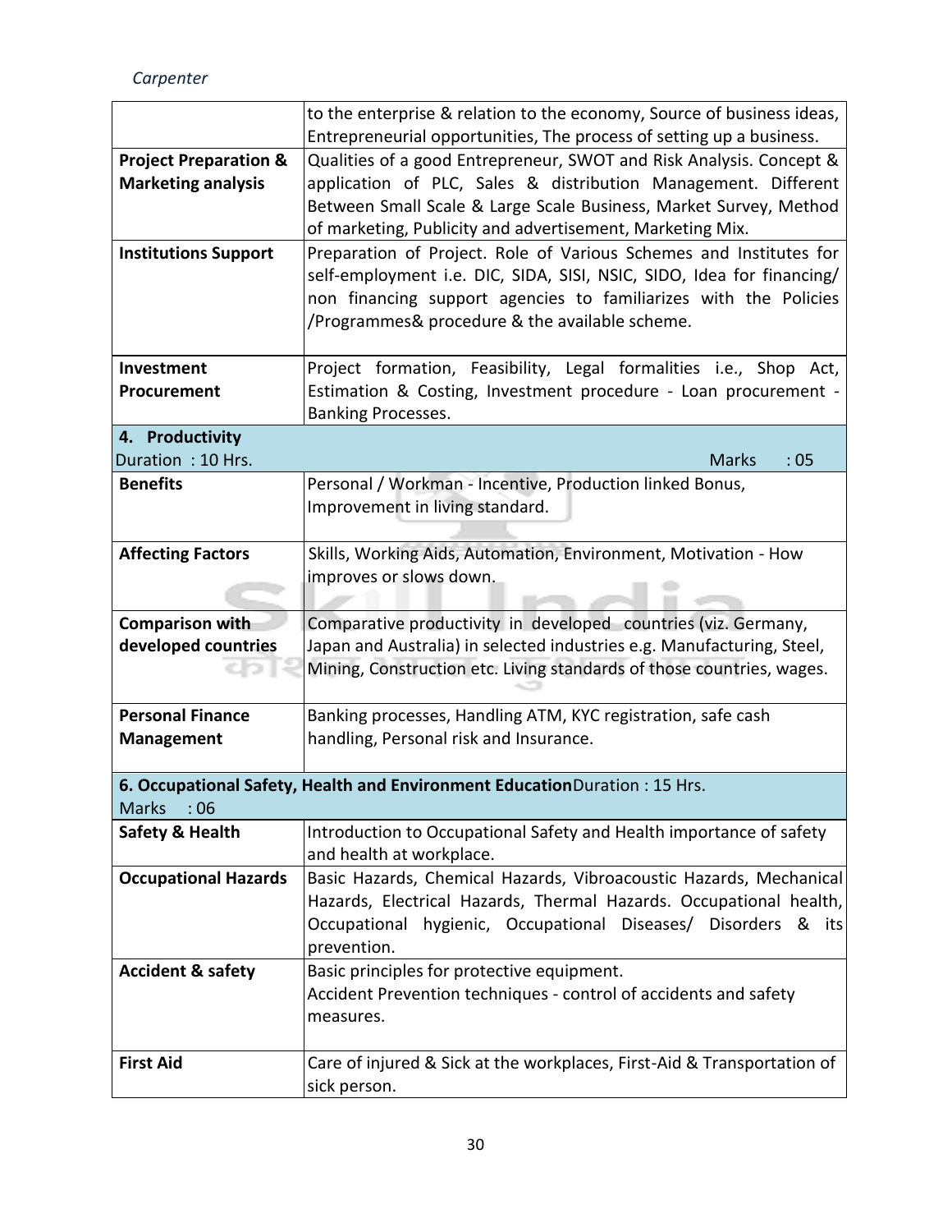| | |
|---|---|
| | to the enterprise & relation to the economy, Source of business ideas, Entrepreneurial opportunities, The process of setting up a business. |
| **Project Preparation & Marketing analysis** | Qualities of a good Entrepreneur, SWOT and Risk Analysis. Concept & application of PLC, Sales & distribution Management. Different Between Small Scale & Large Scale Business, Market Survey, Method of marketing, Publicity and advertisement, Marketing Mix. |
| **Institutions Support** | Preparation of Project. Role of Various Schemes and Institutes for self-employment i.e. DIC, SIDA, SISI, NSIC, SIDO, Idea for financing/ non financing support agencies to familiarizes with the Policies /Programmes& procedure & the available scheme. |
| **Investment Procurement** | Project formation, Feasibility, Legal formalities i.e., Shop Act, Estimation & Costing, Investment procedure - Loan procurement - Banking Processes. |
| **4. Productivity** Duration : 10 Hrs. | Marks : 05 |
| **Benefits** | Personal / Workman - Incentive, Production linked Bonus, Improvement in living standard. |
| **Affecting Factors** | Skills, Working Aids, Automation, Environment, Motivation - How improves or slows down. |
| **Comparison with developed countries** | Comparative productivity in developed countries (viz. Germany, Japan and Australia) in selected industries e.g. Manufacturing, Steel, Mining, Construction etc. Living standards of those countries, wages. |
| **Personal Finance Management** | Banking processes, Handling ATM, KYC registration, safe cash handling, Personal risk and Insurance. |
| **6. Occupational Safety, Health and Environment Education** Duration : 15 Hrs. Marks : 06 | |
| **Safety & Health** | Introduction to Occupational Safety and Health importance of safety and health at workplace. |
| **Occupational Hazards** | Basic Hazards, Chemical Hazards, Vibroacoustic Hazards, Mechanical Hazards, Electrical Hazards, Thermal Hazards. Occupational health, Occupational hygienic, Occupational Diseases/ Disorders & its prevention. |
| **Accident & safety** | Basic principles for protective equipment. Accident Prevention techniques - control of accidents and safety measures. |
| **First Aid** | Care of injured & Sick at the workplaces, First-Aid & Transportation of sick person. |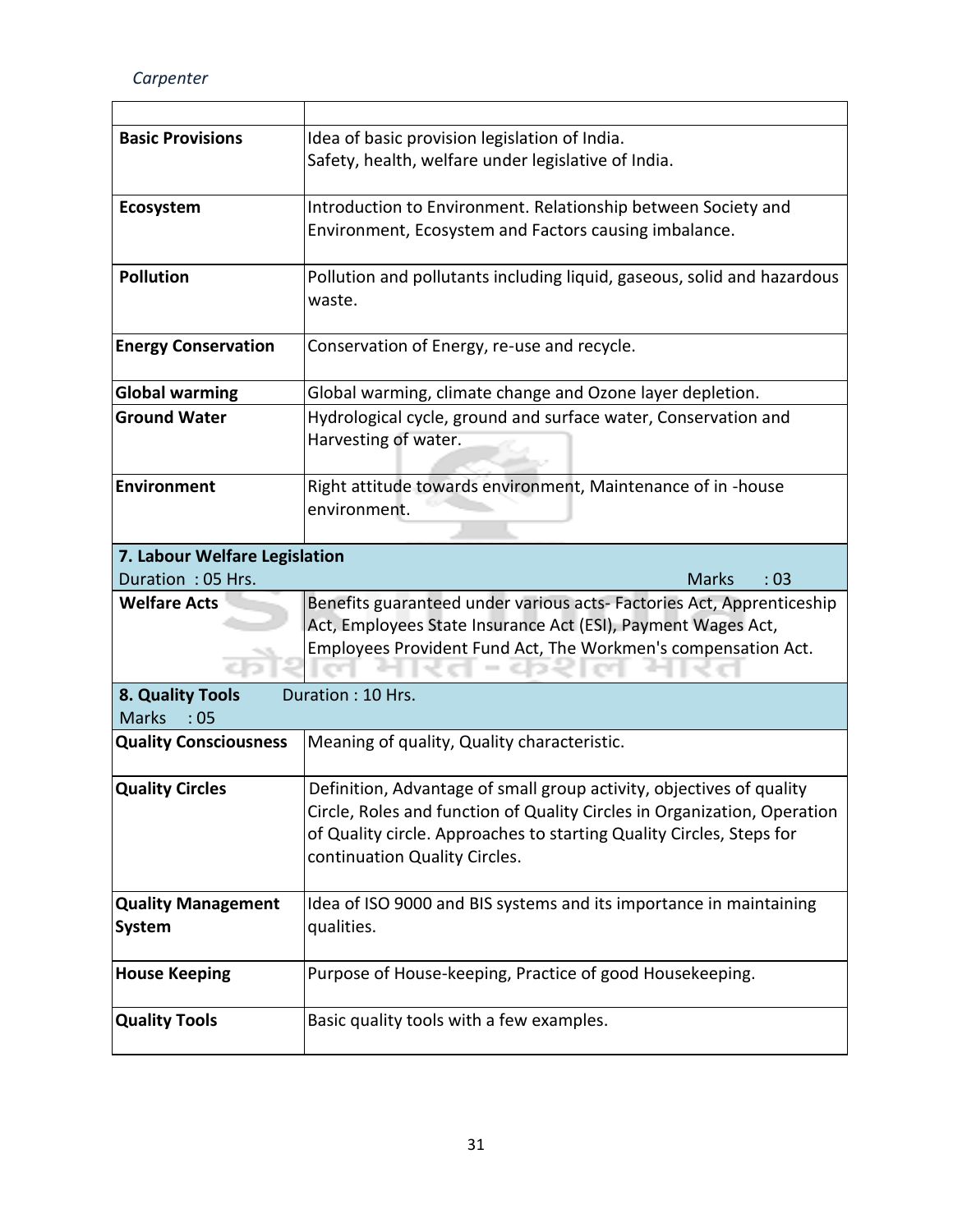| | |
|---|---|
| **Basic Provisions** | Idea of basic provision legislation of India. Safety, health, welfare under legislative of India. |
| **Ecosystem** | Introduction to Environment. Relationship between Society and Environment, Ecosystem and Factors causing imbalance. |
| **Pollution** | Pollution and pollutants including liquid, gaseous, solid and hazardous waste. |
| **Energy Conservation** | Conservation of Energy, re-use and recycle. |
| **Global warming** | Global warming, climate change and Ozone layer depletion. |
| **Ground Water** | Hydrological cycle, ground and surface water, Conservation and Harvesting of water. |
| **Environment** | Right attitude towards environment, Maintenance of in -house environment. |
| **7. Labour Welfare Legislation** Duration : 05 Hrs. | Marks : 03 |
| **Welfare Acts** | Benefits guaranteed under various acts- Factories Act, Apprenticeship Act, Employees State Insurance Act (ESI), Payment Wages Act, Employees Provident Fund Act, The Workmen's compensation Act. |
| **8. Quality Tools** Marks : 05 | Duration : 10 Hrs. |
| **Quality Consciousness** | Meaning of quality, Quality characteristic. |
| **Quality Circles** | Definition, Advantage of small group activity, objectives of quality Circle, Roles and function of Quality Circles in Organization, Operation of Quality circle. Approaches to starting Quality Circles, Steps for continuation Quality Circles. |
| **Quality Management System** | Idea of ISO 9000 and BIS systems and its importance in maintaining qualities. |
| **House Keeping** | Purpose of House-keeping, Practice of good Housekeeping. |
| **Quality Tools** | Basic quality tools with a few examples. |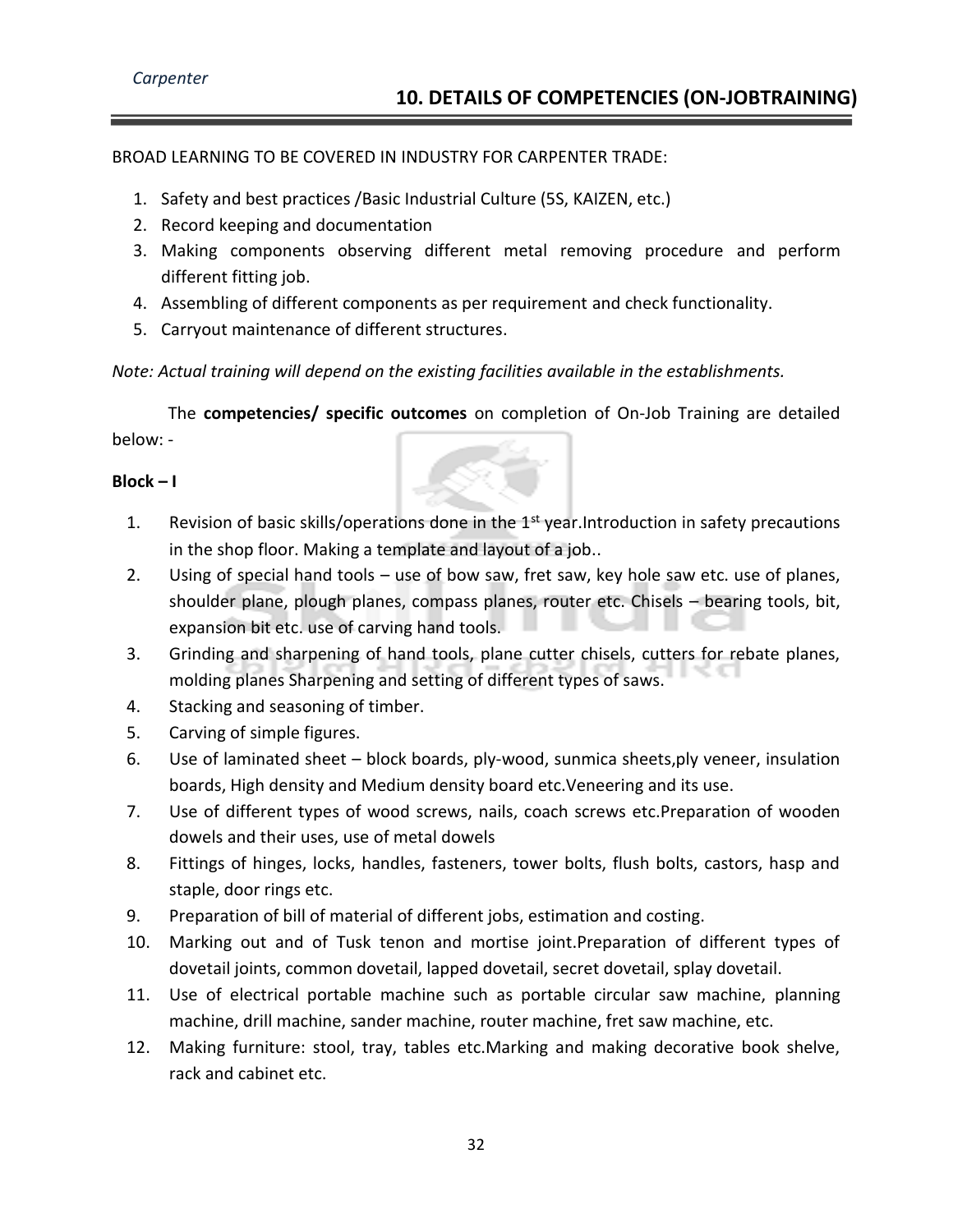## 10. DETAILS OF COMPETENCIES (ON-JOBTRAINING)

BROAD LEARNING TO BE COVERED IN INDUSTRY FOR CARPENTER TRADE:

1. Safety and best practices /Basic Industrial Culture (5S, KAIZEN, etc.)
2. Record keeping and documentation
3. Making components observing different metal removing procedure and perform different fitting job.
4. Assembling of different components as per requirement and check functionality.
5. Carryout maintenance of different structures.

*Note: Actual training will depend on the existing facilities available in the establishments.*

The **competencies/ specific outcomes** on completion of On-Job Training are detailed below: -

**Block – I**

1. Revision of basic skills/operations done in the 1st year.Introduction in safety precautions in the shop floor. Making a template and layout of a job..
2. Using of special hand tools – use of bow saw, fret saw, key hole saw etc. use of planes, shoulder plane, plough planes, compass planes, router etc. Chisels – bearing tools, bit, expansion bit etc. use of carving hand tools.
3. Grinding and sharpening of hand tools, plane cutter chisels, cutters for rebate planes, molding planes Sharpening and setting of different types of saws.
4. Stacking and seasoning of timber.
5. Carving of simple figures.
6. Use of laminated sheet – block boards, ply-wood, sunmica sheets,ply veneer, insulation boards, High density and Medium density board etc.Veneering and its use.
7. Use of different types of wood screws, nails, coach screws etc.Preparation of wooden dowels and their uses, use of metal dowels
8. Fittings of hinges, locks, handles, fasteners, tower bolts, flush bolts, castors, hasp and staple, door rings etc.
9. Preparation of bill of material of different jobs, estimation and costing.
10. Marking out and of Tusk tenon and mortise joint.Preparation of different types of dovetail joints, common dovetail, lapped dovetail, secret dovetail, splay dovetail.
11. Use of electrical portable machine such as portable circular saw machine, planning machine, drill machine, sander machine, router machine, fret saw machine, etc.
12. Making furniture: stool, tray, tables etc.Marking and making decorative book shelve, rack and cabinet etc.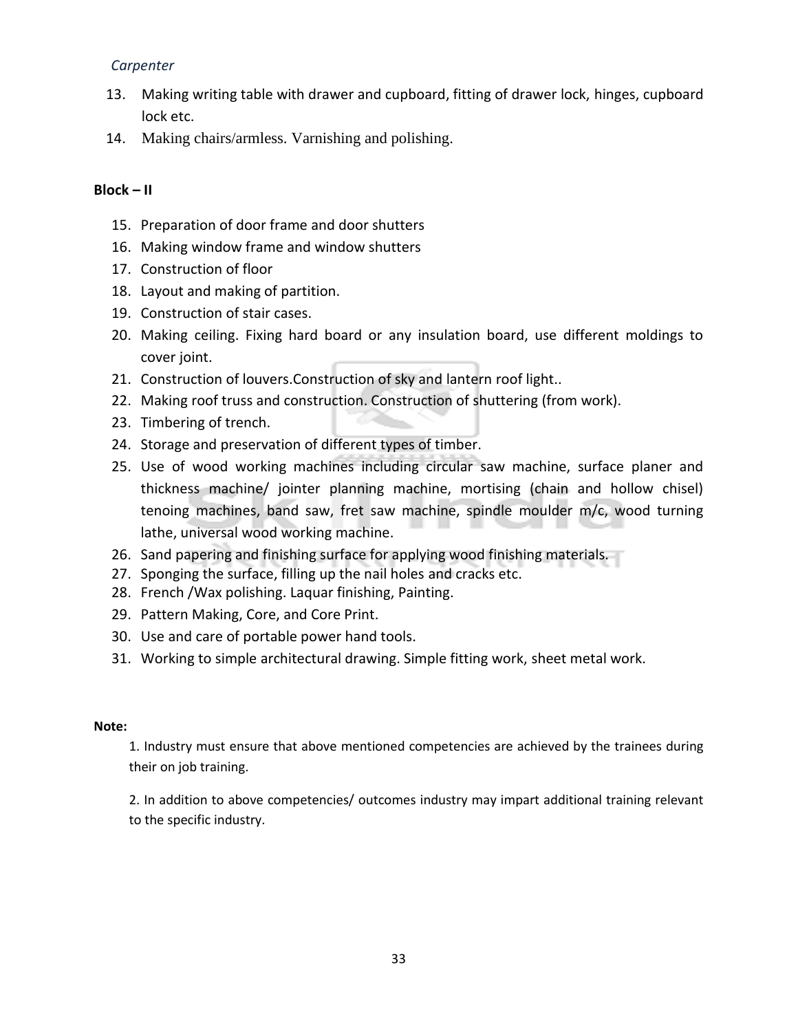13. Making writing table with drawer and cupboard, fitting of drawer lock, hinges, cupboard lock etc.
14. Making chairs/armless. Varnishing and polishing.

**Block – II**

15. Preparation of door frame and door shutters
16. Making window frame and window shutters
17. Construction of floor
18. Layout and making of partition.
19. Construction of stair cases.
20. Making ceiling. Fixing hard board or any insulation board, use different moldings to cover joint.
21. Construction of louvers.Construction of sky and lantern roof light..
22. Making roof truss and construction. Construction of shuttering (from work).
23. Timbering of trench.
24. Storage and preservation of different types of timber.
25. Use of wood working machines including circular saw machine, surface planer and thickness machine/ jointer planning machine, mortising (chain and hollow chisel) tenoing machines, band saw, fret saw machine, spindle moulder m/c, wood turning lathe, universal wood working machine.
26. Sand papering and finishing surface for applying wood finishing materials.
27. Sponging the surface, filling up the nail holes and cracks etc.
28. French /Wax polishing. Laquar finishing, Painting.
29. Pattern Making, Core, and Core Print.
30. Use and care of portable power hand tools.
31. Working to simple architectural drawing. Simple fitting work, sheet metal work.

**Note:**

1. Industry must ensure that above mentioned competencies are achieved by the trainees during their on job training.

2. In addition to above competencies/ outcomes industry may impart additional training relevant to the specific industry.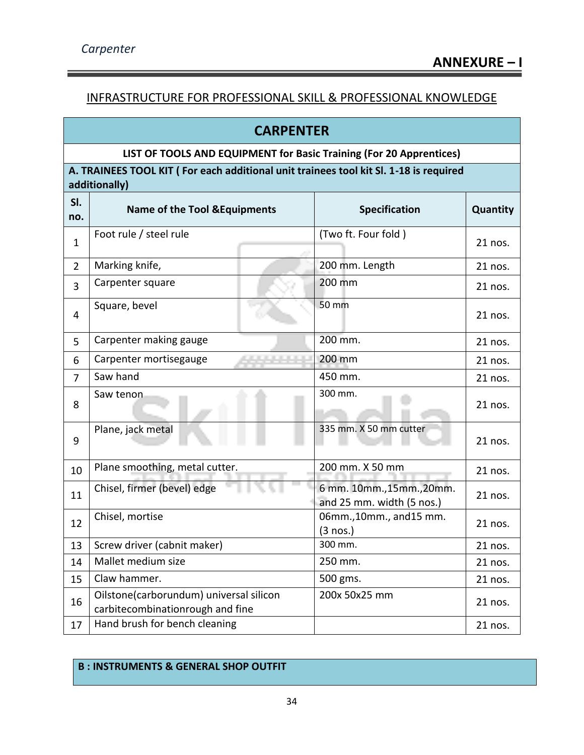## ANNEXURE – I

### INFRASTRUCTURE FOR PROFESSIONAL SKILL & PROFESSIONAL KNOWLEDGE

| CARPENTER | | | |
|---|---|---|---|
| **LIST OF TOOLS AND EQUIPMENT for Basic Training (For 20 Apprentices)** | | | |
| **A. TRAINEES TOOL KIT ( For each additional unit trainees tool kit Sl. 1-18 is required additionally)** | | | |
| **Sl. no.** | **Name of the Tool &Equipments** | **Specification** | **Quantity** |
| 1 | Foot rule / steel rule | (Two ft. Four fold ) | 21 nos. |
| 2 | Marking knife, | 200 mm. Length | 21 nos. |
| 3 | Carpenter square | 200 mm | 21 nos. |
| 4 | Square, bevel | 50 mm | 21 nos. |
| 5 | Carpenter making gauge | 200 mm. | 21 nos. |
| 6 | Carpenter mortisegauge | 200 mm | 21 nos. |
| 7 | Saw hand | 450 mm. | 21 nos. |
| 8 | Saw tenon | 300 mm. | 21 nos. |
| 9 | Plane, jack metal | 335 mm. X 50 mm cutter | 21 nos. |
| 10 | Plane smoothing, metal cutter. | 200 mm. X 50 mm | 21 nos. |
| 11 | Chisel, firmer (bevel) edge | 6 mm. 10mm.,15mm.,20mm. and 25 mm. width (5 nos.) | 21 nos. |
| 12 | Chisel, mortise | 06mm.,10mm., and15 mm. (3 nos.) | 21 nos. |
| 13 | Screw driver (cabnit maker) | 300 mm. | 21 nos. |
| 14 | Mallet medium size | 250 mm. | 21 nos. |
| 15 | Claw hammer. | 500 gms. | 21 nos. |
| 16 | Oilstone(carborundum) universal silicon carbitecombinationrough and fine | 200x 50x25 mm | 21 nos. |
| 17 | Hand brush for bench cleaning | | 21 nos. |

**B : INSTRUMENTS & GENERAL SHOP OUTFIT**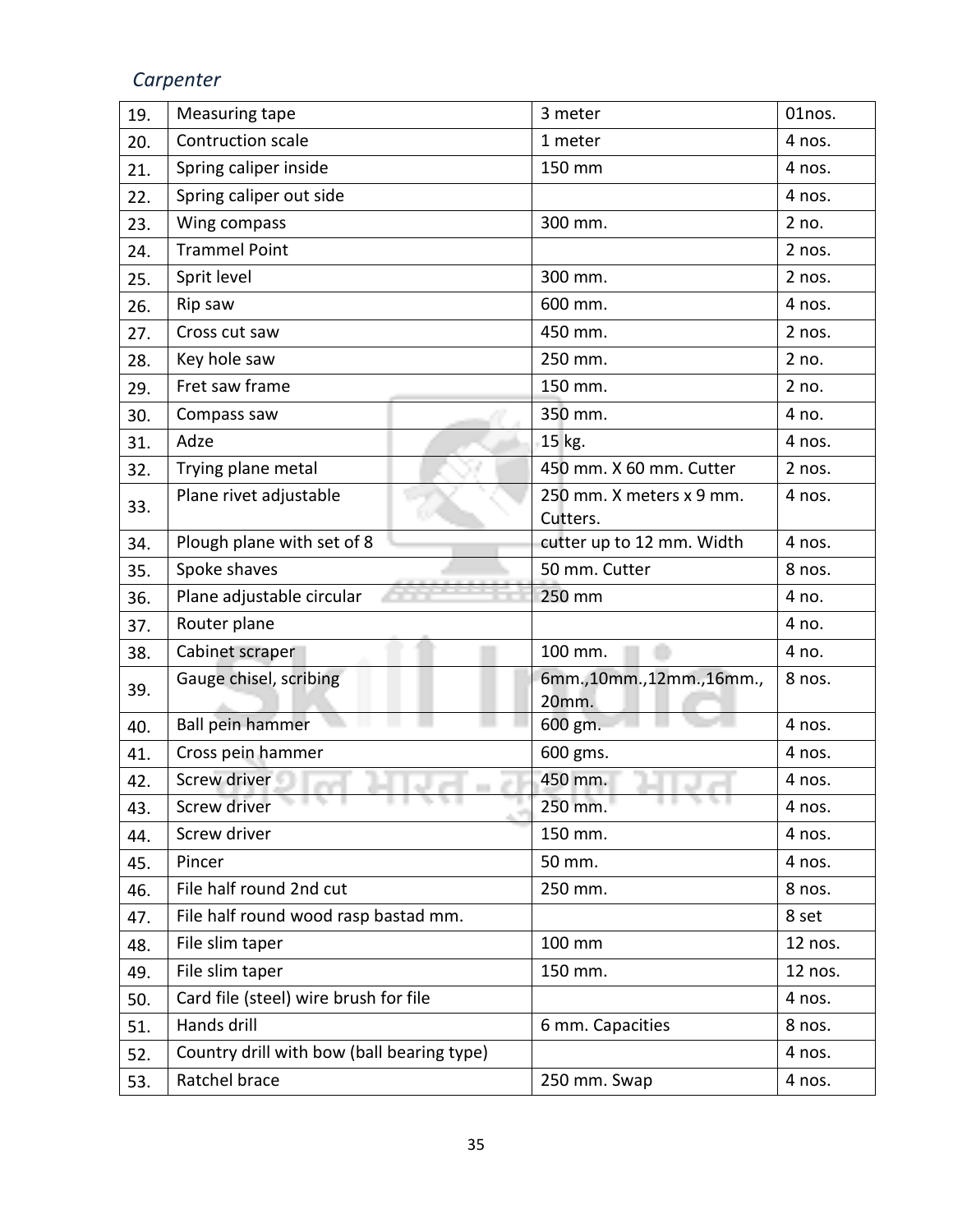*Carpenter*

| | | | |
|---|---|---|---|
| 19. | Measuring tape | 3 meter | 01nos. |
| 20. | Contruction scale | 1 meter | 4 nos. |
| 21. | Spring caliper inside | 150 mm | 4 nos. |
| 22. | Spring caliper out side | | 4 nos. |
| 23. | Wing compass | 300 mm. | 2 no. |
| 24. | Trammel Point | | 2 nos. |
| 25. | Sprit level | 300 mm. | 2 nos. |
| 26. | Rip saw | 600 mm. | 4 nos. |
| 27. | Cross cut saw | 450 mm. | 2 nos. |
| 28. | Key hole saw | 250 mm. | 2 no. |
| 29. | Fret saw frame | 150 mm. | 2 no. |
| 30. | Compass saw | 350 mm. | 4 no. |
| 31. | Adze | 15 kg. | 4 nos. |
| 32. | Trying plane metal | 450 mm. X 60 mm. Cutter | 2 nos. |
| 33. | Plane rivet adjustable | 250 mm. X meters x 9 mm. Cutters. | 4 nos. |
| 34. | Plough plane with set of 8 | cutter up to 12 mm. Width | 4 nos. |
| 35. | Spoke shaves | 50 mm. Cutter | 8 nos. |
| 36. | Plane adjustable circular | 250 mm | 4 no. |
| 37. | Router plane | | 4 no. |
| 38. | Cabinet scraper | 100 mm. | 4 no. |
| 39. | Gauge chisel, scribing | 6mm.,10mm.,12mm.,16mm., 20mm. | 8 nos. |
| 40. | Ball pein hammer | 600 gm. | 4 nos. |
| 41. | Cross pein hammer | 600 gms. | 4 nos. |
| 42. | Screw driver | 450 mm. | 4 nos. |
| 43. | Screw driver | 250 mm. | 4 nos. |
| 44. | Screw driver | 150 mm. | 4 nos. |
| 45. | Pincer | 50 mm. | 4 nos. |
| 46. | File half round 2nd cut | 250 mm. | 8 nos. |
| 47. | File half round wood rasp bastad mm. | | 8 set |
| 48. | File slim taper | 100 mm | 12 nos. |
| 49. | File slim taper | 150 mm. | 12 nos. |
| 50. | Card file (steel) wire brush for file | | 4 nos. |
| 51. | Hands drill | 6 mm. Capacities | 8 nos. |
| 52. | Country drill with bow (ball bearing type) | | 4 nos. |
| 53. | Ratchel brace | 250 mm. Swap | 4 nos. |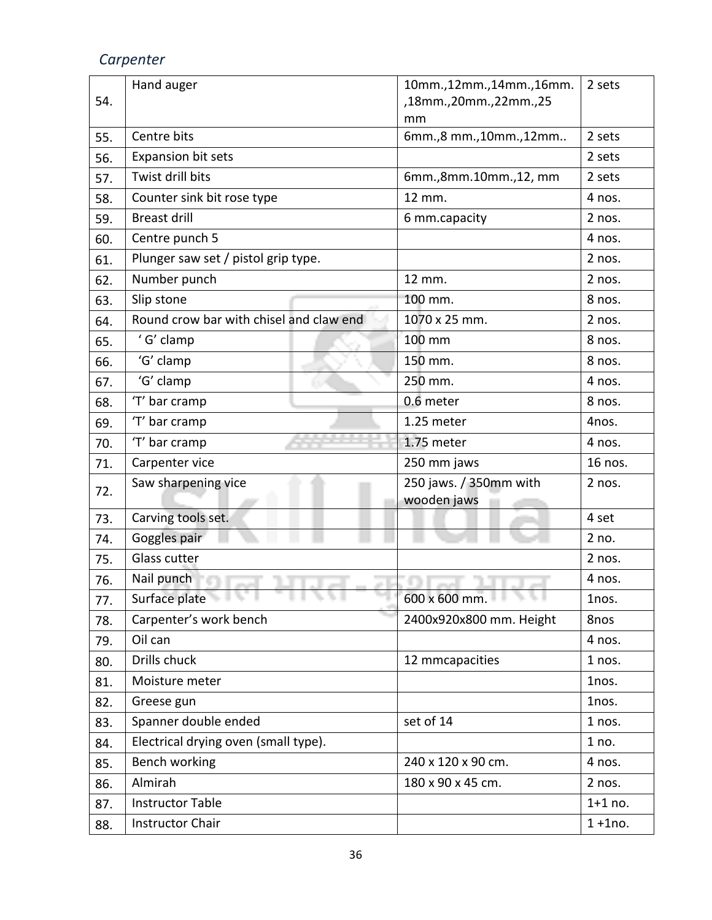*Carpenter*

| | | | |
|---|---|---|---|
| 54. | Hand auger | 10mm.,12mm.,14mm.,16mm.,18mm.,20mm.,22mm.,25 mm | 2 sets |
| 55. | Centre bits | 6mm.,8 mm.,10mm.,12mm.. | 2 sets |
| 56. | Expansion bit sets | | 2 sets |
| 57. | Twist drill bits | 6mm.,8mm.10mm.,12, mm | 2 sets |
| 58. | Counter sink bit rose type | 12 mm. | 4 nos. |
| 59. | Breast drill | 6 mm.capacity | 2 nos. |
| 60. | Centre punch 5 | | 4 nos. |
| 61. | Plunger saw set / pistol grip type. | | 2 nos. |
| 62. | Number punch | 12 mm. | 2 nos. |
| 63. | Slip stone | 100 mm. | 8 nos. |
| 64. | Round crow bar with chisel and claw end | 1070 x 25 mm. | 2 nos. |
| 65. | ' G' clamp | 100 mm | 8 nos. |
| 66. | 'G' clamp | 150 mm. | 8 nos. |
| 67. | 'G' clamp | 250 mm. | 4 nos. |
| 68. | 'T' bar cramp | 0.6 meter | 8 nos. |
| 69. | 'T' bar cramp | 1.25 meter | 4nos. |
| 70. | 'T' bar cramp | 1.75 meter | 4 nos. |
| 71. | Carpenter vice | 250 mm jaws | 16 nos. |
| 72. | Saw sharpening vice | 250 jaws. / 350mm with wooden jaws | 2 nos. |
| 73. | Carving tools set. | | 4 set |
| 74. | Goggles pair | | 2 no. |
| 75. | Glass cutter | | 2 nos. |
| 76. | Nail punch | | 4 nos. |
| 77. | Surface plate | 600 x 600 mm. | 1nos. |
| 78. | Carpenter's work bench | 2400x920x800 mm. Height | 8nos |
| 79. | Oil can | | 4 nos. |
| 80. | Drills chuck | 12 mmcapacities | 1 nos. |
| 81. | Moisture meter | | 1nos. |
| 82. | Greese gun | | 1nos. |
| 83. | Spanner double ended | set of 14 | 1 nos. |
| 84. | Electrical drying oven (small type). | | 1 no. |
| 85. | Bench working | 240 x 120 x 90 cm. | 4 nos. |
| 86. | Almirah | 180 x 90 x 45 cm. | 2 nos. |
| 87. | Instructor Table | | 1+1 no. |
| 88. | Instructor Chair | | 1 +1no. |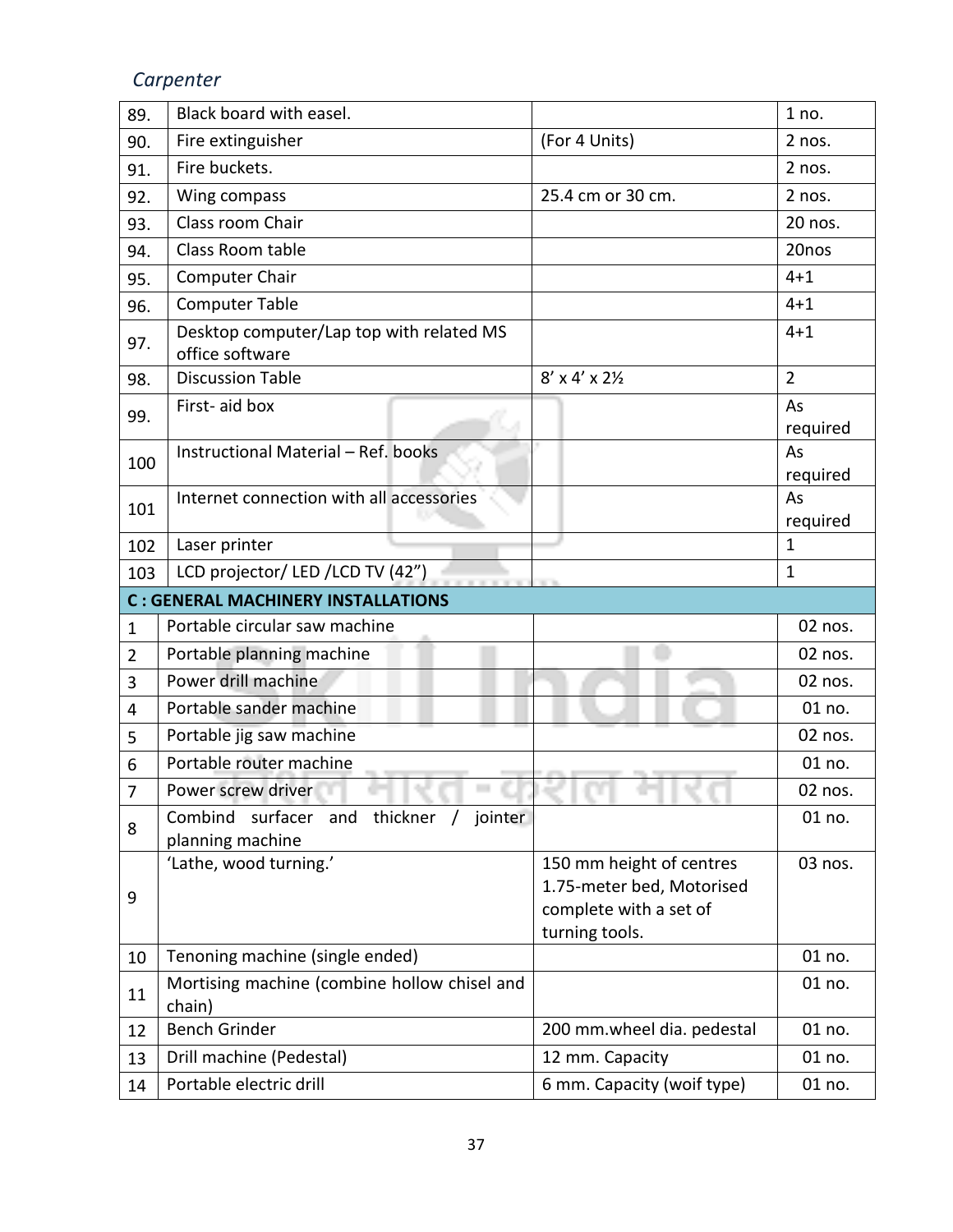*Carpenter*

| | | | |
|---|---|---|---|
| 89. | Black board with easel. | | 1 no. |
| 90. | Fire extinguisher | (For 4 Units) | 2 nos. |
| 91. | Fire buckets. | | 2 nos. |
| 92. | Wing compass | 25.4 cm or 30 cm. | 2 nos. |
| 93. | Class room Chair | | 20 nos. |
| 94. | Class Room table | | 20nos |
| 95. | Computer Chair | | 4+1 |
| 96. | Computer Table | | 4+1 |
| 97. | Desktop computer/Lap top with related MS office software | | 4+1 |
| 98. | Discussion Table | 8′ x 4′ x 2½ | 2 |
| 99. | First- aid box | | As required |
| 100 | Instructional Material – Ref. books | | As required |
| 101 | Internet connection with all accessories | | As required |
| 102 | Laser printer | | 1 |
| 103 | LCD projector/ LED /LCD TV (42") | | 1 |
| **C : GENERAL MACHINERY INSTALLATIONS** | | | |
| 1 | Portable circular saw machine | | 02 nos. |
| 2 | Portable planning machine | | 02 nos. |
| 3 | Power drill machine | | 02 nos. |
| 4 | Portable sander machine | | 01 no. |
| 5 | Portable jig saw machine | | 02 nos. |
| 6 | Portable router machine | | 01 no. |
| 7 | Power screw driver | | 02 nos. |
| 8 | Combind surfacer and thickner / jointer planning machine | | 01 no. |
| 9 | 'Lathe, wood turning.' | 150 mm height of centres 1.75-meter bed, Motorised complete with a set of turning tools. | 03 nos. |
| 10 | Tenoning machine (single ended) | | 01 no. |
| 11 | Mortising machine (combine hollow chisel and chain) | | 01 no. |
| 12 | Bench Grinder | 200 mm.wheel dia. pedestal | 01 no. |
| 13 | Drill machine (Pedestal) | 12 mm. Capacity | 01 no. |
| 14 | Portable electric drill | 6 mm. Capacity (woif type) | 01 no. |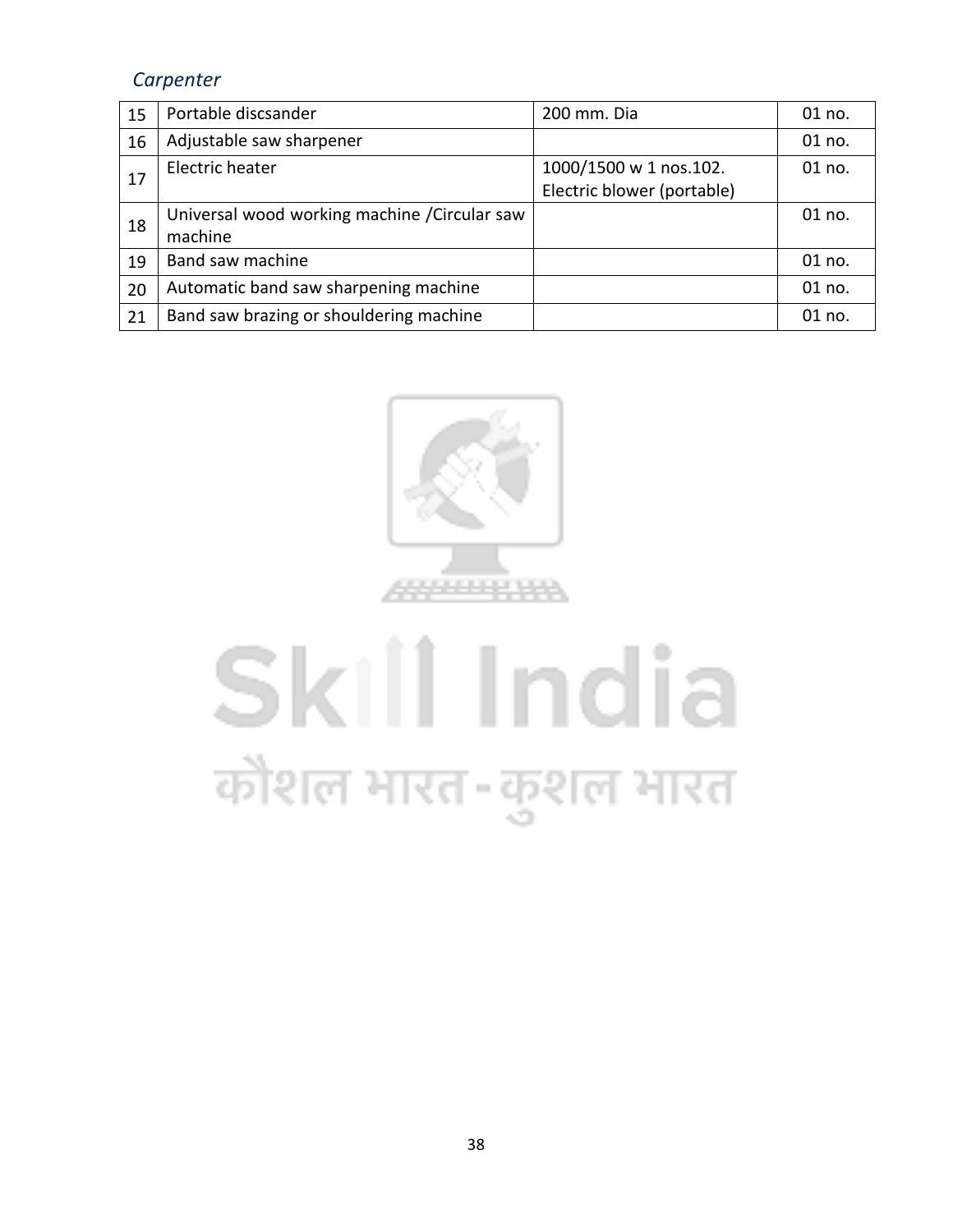*Carpenter*

| | | | |
|---|---|---|---|
| 15 | Portable discsander | 200 mm. Dia | 01 no. |
| 16 | Adjustable saw sharpener | | 01 no. |
| 17 | Electric heater | 1000/1500 w 1 nos.102. Electric blower (portable) | 01 no. |
| 18 | Universal wood working machine /Circular saw machine | | 01 no. |
| 19 | Band saw machine | | 01 no. |
| 20 | Automatic band saw sharpening machine | | 01 no. |
| 21 | Band saw brazing or shouldering machine | | 01 no. |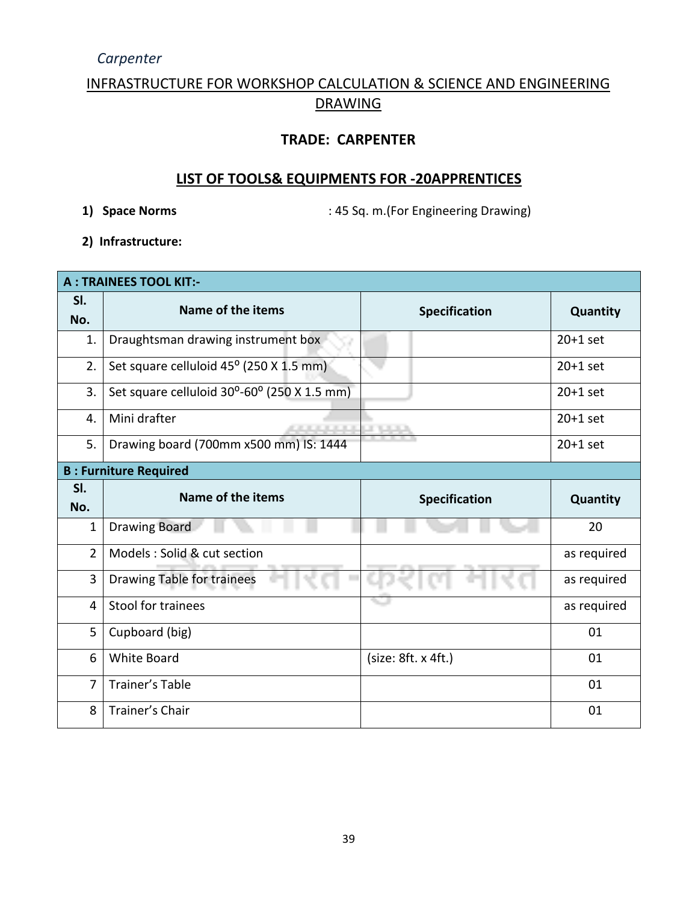*Carpenter*

## INFRASTRUCTURE FOR WORKSHOP CALCULATION & SCIENCE AND ENGINEERING DRAWING

### TRADE: CARPENTER

### LIST OF TOOLS& EQUIPMENTS FOR -20APPRENTICES

1) **Space Norms** : 45 Sq. m.(For Engineering Drawing)

2) **Infrastructure:**

| **A : TRAINEES TOOL KIT:-** | | | |
|---|---|---|---|
| **Sl. No.** | **Name of the items** | **Specification** | **Quantity** |
| 1. | Draughtsman drawing instrument box | | 20+1 set |
| 2. | Set square celluloid 45$^{0}$ (250 X 1.5 mm) | | 20+1 set |
| 3. | Set square celluloid 30$^{0}$-60$^{0}$ (250 X 1.5 mm) | | 20+1 set |
| 4. | Mini drafter | | 20+1 set |
| 5. | Drawing board (700mm x500 mm) IS: 1444 | | 20+1 set |
| **B : Furniture Required** | | | |
| **Sl. No.** | **Name of the items** | **Specification** | **Quantity** |
| 1 | Drawing Board | | 20 |
| 2 | Models : Solid & cut section | | as required |
| 3 | Drawing Table for trainees | | as required |
| 4 | Stool for trainees | | as required |
| 5 | Cupboard (big) | | 01 |
| 6 | White Board | (size: 8ft. x 4ft.) | 01 |
| 7 | Trainer's Table | | 01 |
| 8 | Trainer's Chair | | 01 |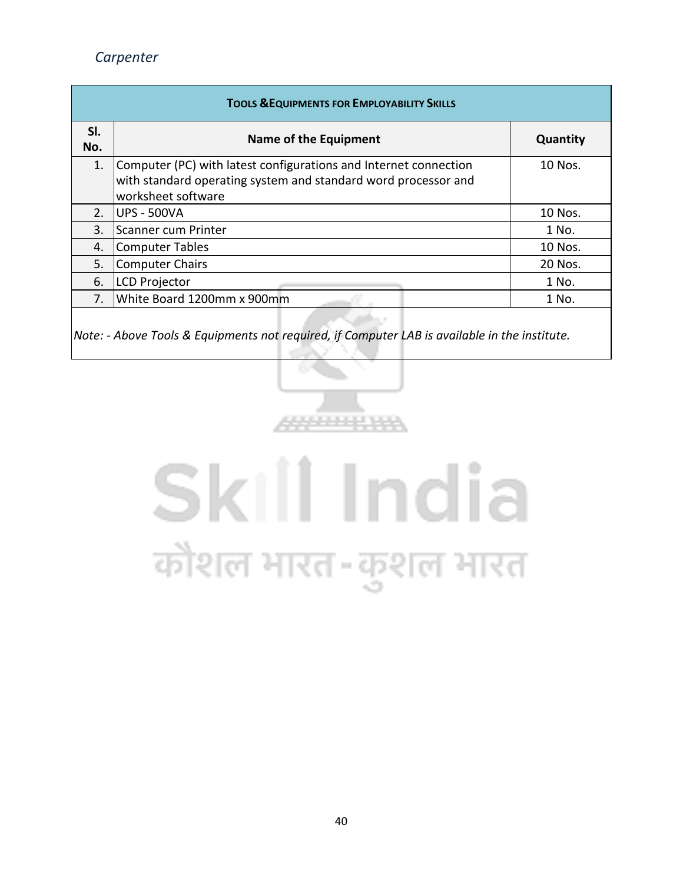| TOOLS & EQUIPMENTS FOR EMPLOYABILITY SKILLS | | |
|---|---|---|
| **Sl. No.** | **Name of the Equipment** | **Quantity** |
| 1. | Computer (PC) with latest configurations and Internet connection with standard operating system and standard word processor and worksheet software | 10 Nos. |
| 2. | UPS - 500VA | 10 Nos. |
| 3. | Scanner cum Printer | 1 No. |
| 4. | Computer Tables | 10 Nos. |
| 5. | Computer Chairs | 20 Nos. |
| 6. | LCD Projector | 1 No. |
| 7. | White Board 1200mm x 900mm | 1 No. |

*Note: - Above Tools & Equipments not required, if Computer LAB is available in the institute.*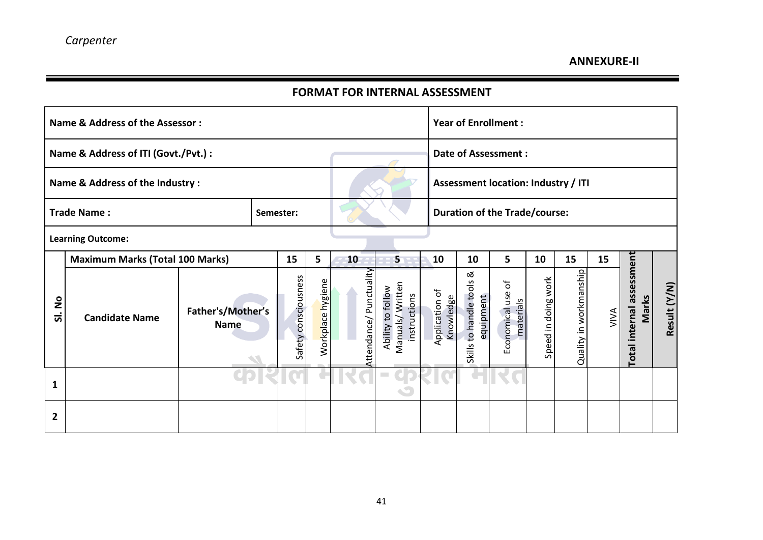ANNEXURE-II

## FORMAT FOR INTERNAL ASSESSMENT

| | |
|---|---|
| **Name & Address of the Assessor :** | **Year of Enrollment :** |
| **Name & Address of ITI (Govt./Pvt.) :** | **Date of Assessment :** |
| **Name & Address of the Industry :** | **Assessment location: Industry / ITI** |
| **Trade Name :** **Semester:** | **Duration of the Trade/course:** |
| **Learning Outcome:** | |

| **Sl. No** | **Maximum Marks (Total 100 Marks)** | | 15 | 5 | 10 | 5 | 10 | 10 | 5 | 10 | 15 | 15 | | |
|---|---|---|---|---|---|---|---|---|---|---|---|---|---|---|
| | **Candidate Name** | **Father's/Mother's Name** | Safety consciousness | Workplace hygiene | Attendance/ Punctuality | Ability to follow Manuals/ Written instructions | Application of Knowledge | Skills to handle tools & equipment | Economical use of materials | Speed in doing work | Quality in workmanship | VIVA | **Total internal assessment Marks** | **Result (Y/N)** |
| **1** | | | | | | | | | | | | | | |
| **2** | | | | | | | | | | | | | | |